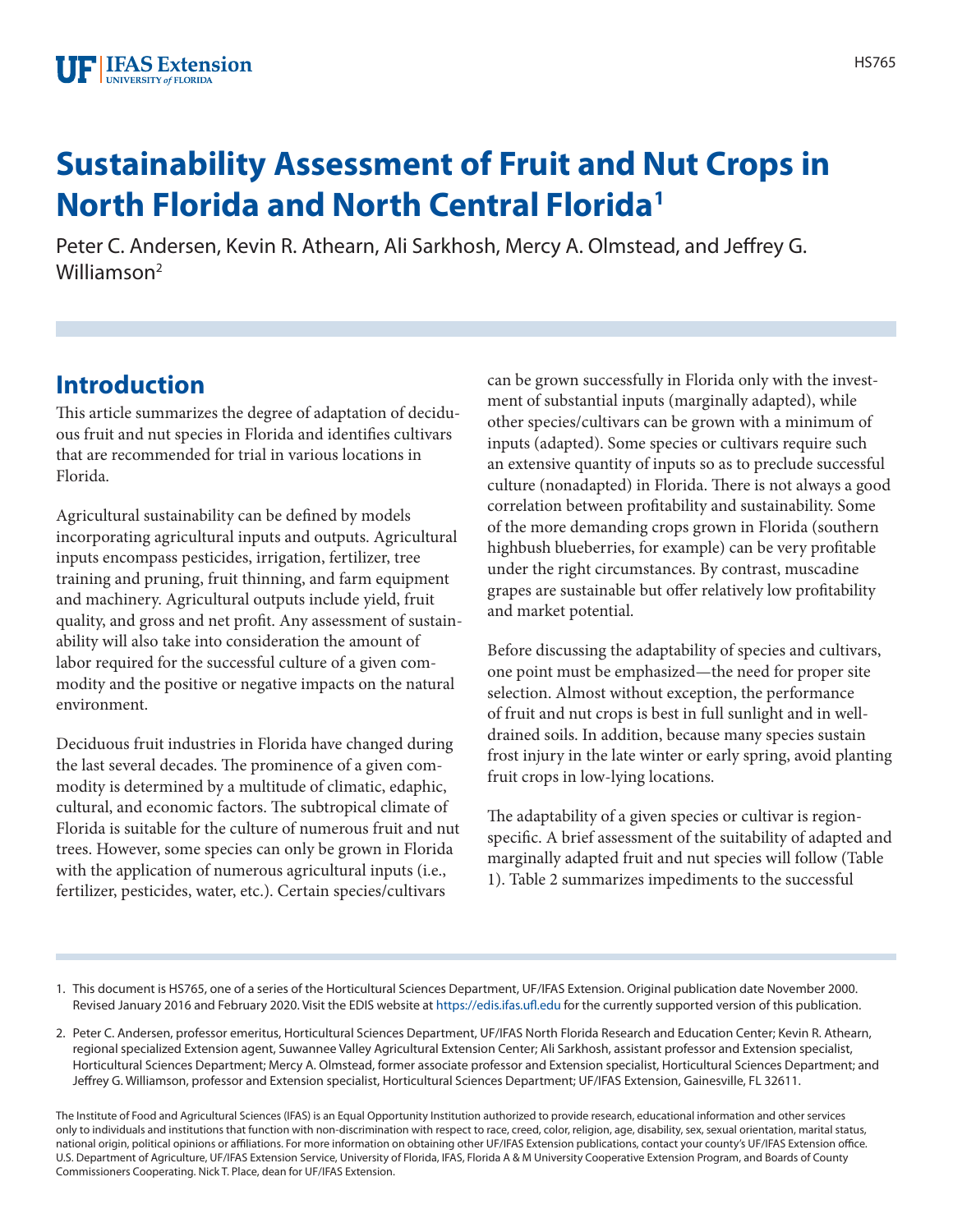# Sustainability Assessment of Fruit and Nut Crops in North Florida and North Central Florida[1]

Peter C. Andersen, Kevin R. Athearn, Ali Sarkhosh, Mercy A. Olmstead, and Jeffrey G. Williamson[2]

## Introduction

This article summarizes the degree of adaptation of deciduous fruit and nut species in Florida and identifies cultivars that are recommended for trial in various locations in Florida.

Agricultural sustainability can be defined by models incorporating agricultural inputs and outputs. Agricultural inputs encompass pesticides, irrigation, fertilizer, tree training and pruning, fruit thinning, and farm equipment and machinery. Agricultural outputs include yield, fruit quality, and gross and net profit. Any assessment of sustainability will also take into consideration the amount of labor required for the successful culture of a given commodity and the positive or negative impacts on the natural environment.

Deciduous fruit industries in Florida have changed during the last several decades. The prominence of a given commodity is determined by a multitude of climatic, edaphic, cultural, and economic factors. The subtropical climate of Florida is suitable for the culture of numerous fruit and nut trees. However, some species can only be grown in Florida with the application of numerous agricultural inputs (i.e., fertilizer, pesticides, water, etc.). Certain species/cultivars can be grown successfully in Florida only with the investment of substantial inputs (marginally adapted), while other species/cultivars can be grown with a minimum of inputs (adapted). Some species or cultivars require such an extensive quantity of inputs so as to preclude successful culture (nonadapted) in Florida. There is not always a good correlation between profitability and sustainability. Some of the more demanding crops grown in Florida (southern highbush blueberries, for example) can be very profitable under the right circumstances. By contrast, muscadine grapes are sustainable but offer relatively low profitability and market potential.

Before discussing the adaptability of species and cultivars, one point must be emphasized—the need for proper site selection. Almost without exception, the performance of fruit and nut crops is best in full sunlight and in well-drained soils. In addition, because many species sustain frost injury in the late winter or early spring, avoid planting fruit crops in low-lying locations.

The adaptability of a given species or cultivar is region-specific. A brief assessment of the suitability of adapted and marginally adapted fruit and nut species will follow (Table 1). Table 2 summarizes impediments to the successful

---

1. This document is HS765, one of a series of the Horticultural Sciences Department, UF/IFAS Extension. Original publication date November 2000. Revised January 2016 and February 2020. Visit the EDIS website at https://edis.ifas.ufl.edu for the currently supported version of this publication.

2. Peter C. Andersen, professor emeritus, Horticultural Sciences Department, UF/IFAS North Florida Research and Education Center; Kevin R. Athearn, regional specialized Extension agent, Suwannee Valley Agricultural Extension Center; Ali Sarkhosh, assistant professor and Extension specialist, Horticultural Sciences Department; Mercy A. Olmstead, former associate professor and Extension specialist, Horticultural Sciences Department; and Jeffrey G. Williamson, professor and Extension specialist, Horticultural Sciences Department; UF/IFAS Extension, Gainesville, FL 32611.

The Institute of Food and Agricultural Sciences (IFAS) is an Equal Opportunity Institution authorized to provide research, educational information and other services only to individuals and institutions that function with non-discrimination with respect to race, creed, color, religion, age, disability, sex, sexual orientation, marital status, national origin, political opinions or affiliations. For more information on obtaining other UF/IFAS Extension publications, contact your county's UF/IFAS Extension office. U.S. Department of Agriculture, UF/IFAS Extension Service, University of Florida, IFAS, Florida A & M University Cooperative Extension Program, and Boards of County Commissioners Cooperating. Nick T. Place, dean for UF/IFAS Extension.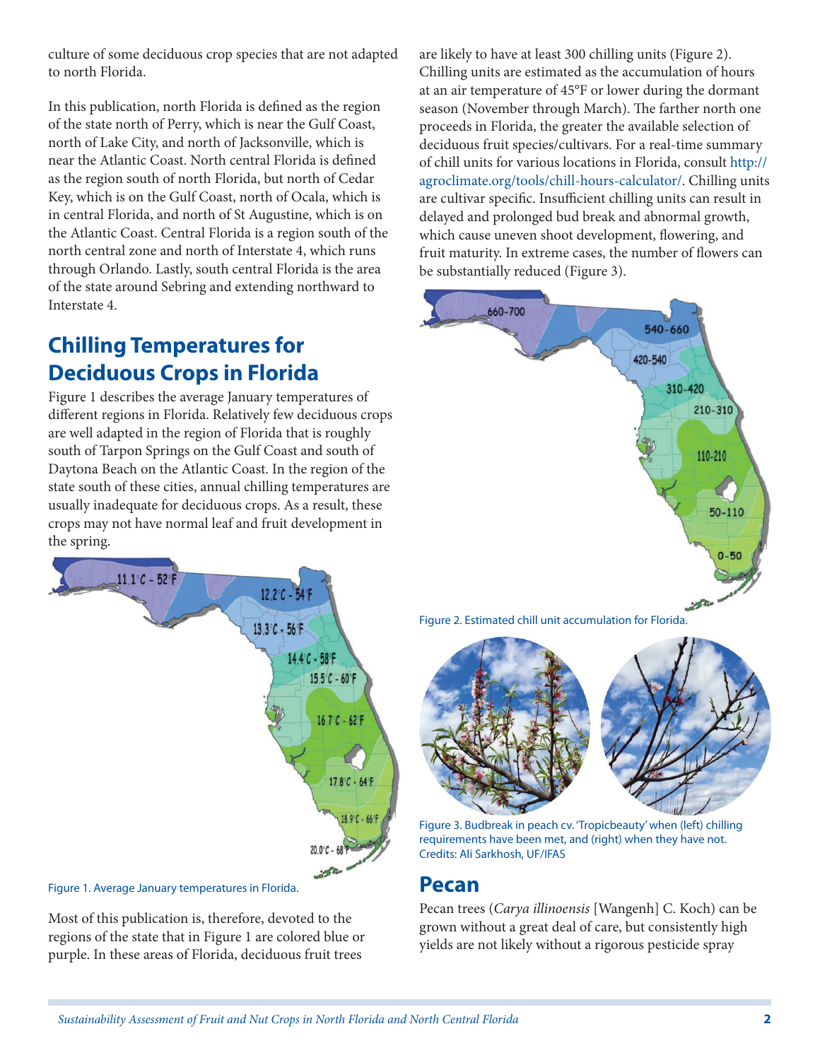culture of some deciduous crop species that are not adapted to north Florida.

In this publication, north Florida is defined as the region of the state north of Perry, which is near the Gulf Coast, north of Lake City, and north of Jacksonville, which is near the Atlantic Coast. North central Florida is defined as the region south of north Florida, but north of Cedar Key, which is on the Gulf Coast, north of Ocala, which is in central Florida, and north of St Augustine, which is on the Atlantic Coast. Central Florida is a region south of the north central zone and north of Interstate 4, which runs through Orlando. Lastly, south central Florida is the area of the state around Sebring and extending northward to Interstate 4.

## Chilling Temperatures for Deciduous Crops in Florida

Figure 1 describes the average January temperatures of different regions in Florida. Relatively few deciduous crops are well adapted in the region of Florida that is roughly south of Tarpon Springs on the Gulf Coast and south of Daytona Beach on the Atlantic Coast. In the region of the state south of these cities, annual chilling temperatures are usually inadequate for deciduous crops. As a result, these crops may not have normal leaf and fruit development in the spring.

Figure 1. Average January temperatures in Florida.

Most of this publication is, therefore, devoted to the regions of the state that in Figure 1 are colored blue or purple. In these areas of Florida, deciduous fruit trees are likely to have at least 300 chilling units (Figure 2). Chilling units are estimated as the accumulation of hours at an air temperature of 45°F or lower during the dormant season (November through March). The farther north one proceeds in Florida, the greater the available selection of deciduous fruit species/cultivars. For a real-time summary of chill units for various locations in Florida, consult http://agroclimate.org/tools/chill-hours-calculator/. Chilling units are cultivar specific. Insufficient chilling units can result in delayed and prolonged bud break and abnormal growth, which cause uneven shoot development, flowering, and fruit maturity. In extreme cases, the number of flowers can be substantially reduced (Figure 3).

Figure 2. Estimated chill unit accumulation for Florida.

Figure 3. Budbreak in peach cv. 'Tropicbeauty' when (left) chilling requirements have been met, and (right) when they have not.
Credits: Ali Sarkhosh, UF/IFAS

## Pecan

Pecan trees (*Carya illinoensis* [Wangenh] C. Koch) can be grown without a great deal of care, but consistently high yields are not likely without a rigorous pesticide spray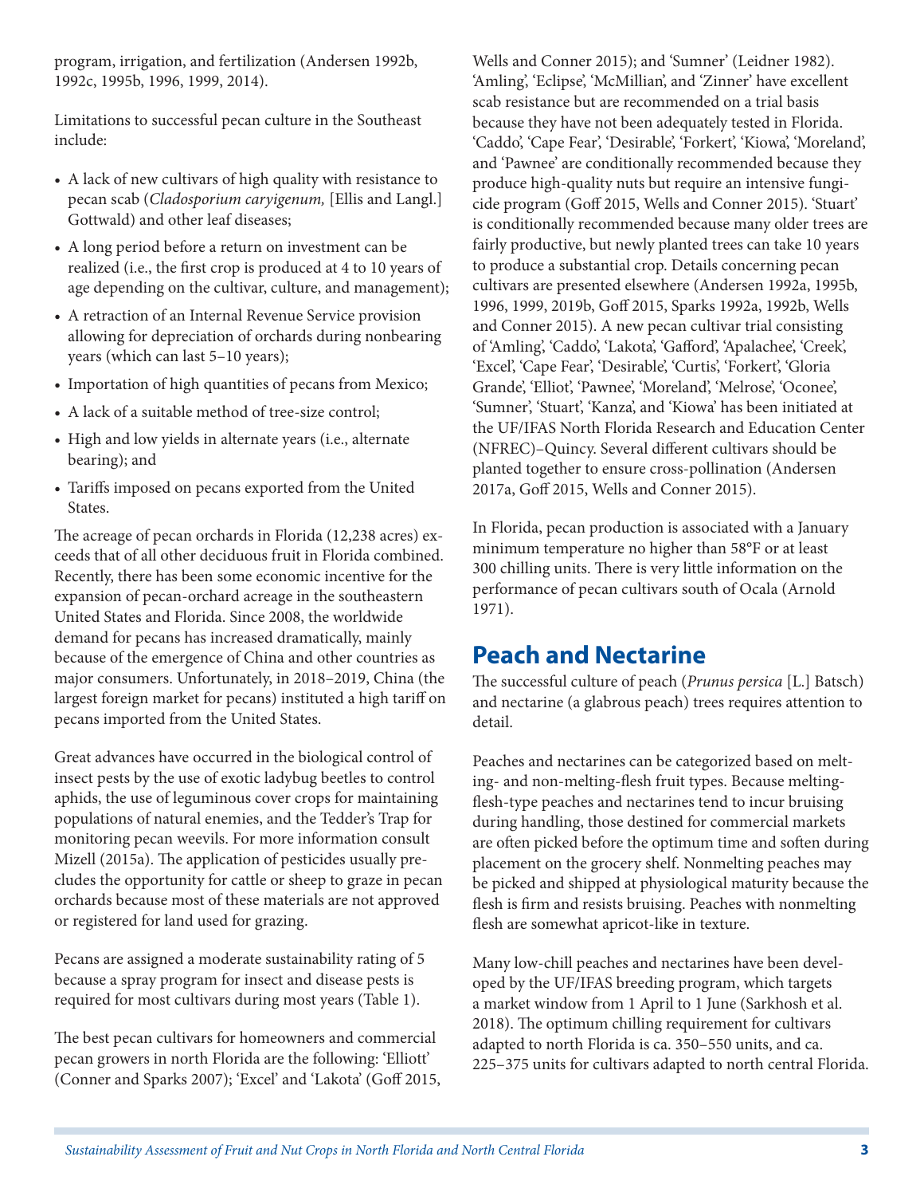program, irrigation, and fertilization (Andersen 1992b, 1992c, 1995b, 1996, 1999, 2014).

Limitations to successful pecan culture in the Southeast include:

- A lack of new cultivars of high quality with resistance to pecan scab (*Cladosporium caryigenum,* [Ellis and Langl.] Gottwald) and other leaf diseases;
- A long period before a return on investment can be realized (i.e., the first crop is produced at 4 to 10 years of age depending on the cultivar, culture, and management);
- A retraction of an Internal Revenue Service provision allowing for depreciation of orchards during nonbearing years (which can last 5–10 years);
- Importation of high quantities of pecans from Mexico;
- A lack of a suitable method of tree-size control;
- High and low yields in alternate years (i.e., alternate bearing); and
- Tariffs imposed on pecans exported from the United States.

The acreage of pecan orchards in Florida (12,238 acres) exceeds that of all other deciduous fruit in Florida combined. Recently, there has been some economic incentive for the expansion of pecan-orchard acreage in the southeastern United States and Florida. Since 2008, the worldwide demand for pecans has increased dramatically, mainly because of the emergence of China and other countries as major consumers. Unfortunately, in 2018–2019, China (the largest foreign market for pecans) instituted a high tariff on pecans imported from the United States.

Great advances have occurred in the biological control of insect pests by the use of exotic ladybug beetles to control aphids, the use of leguminous cover crops for maintaining populations of natural enemies, and the Tedder's Trap for monitoring pecan weevils. For more information consult Mizell (2015a). The application of pesticides usually precludes the opportunity for cattle or sheep to graze in pecan orchards because most of these materials are not approved or registered for land used for grazing.

Pecans are assigned a moderate sustainability rating of 5 because a spray program for insect and disease pests is required for most cultivars during most years (Table 1).

The best pecan cultivars for homeowners and commercial pecan growers in north Florida are the following: 'Elliott' (Conner and Sparks 2007); 'Excel' and 'Lakota' (Goff 2015, Wells and Conner 2015); and 'Sumner' (Leidner 1982). 'Amling', 'Eclipse', 'McMillian', and 'Zinner' have excellent scab resistance but are recommended on a trial basis because they have not been adequately tested in Florida. 'Caddo', 'Cape Fear', 'Desirable', 'Forkert', 'Kiowa', 'Moreland', and 'Pawnee' are conditionally recommended because they produce high-quality nuts but require an intensive fungicide program (Goff 2015, Wells and Conner 2015). 'Stuart' is conditionally recommended because many older trees are fairly productive, but newly planted trees can take 10 years to produce a substantial crop. Details concerning pecan cultivars are presented elsewhere (Andersen 1992a, 1995b, 1996, 1999, 2019b, Goff 2015, Sparks 1992a, 1992b, Wells and Conner 2015). A new pecan cultivar trial consisting of 'Amling', 'Caddo', 'Lakota', 'Gafford', 'Apalachee', 'Creek', 'Excel', 'Cape Fear', 'Desirable', 'Curtis', 'Forkert', 'Gloria Grande', 'Elliot', 'Pawnee', 'Moreland', 'Melrose', 'Oconee', 'Sumner', 'Stuart', 'Kanza', and 'Kiowa' has been initiated at the UF/IFAS North Florida Research and Education Center (NFREC)–Quincy. Several different cultivars should be planted together to ensure cross-pollination (Andersen 2017a, Goff 2015, Wells and Conner 2015).

In Florida, pecan production is associated with a January minimum temperature no higher than 58°F or at least 300 chilling units. There is very little information on the performance of pecan cultivars south of Ocala (Arnold 1971).

## Peach and Nectarine

The successful culture of peach (*Prunus persica* [L.] Batsch) and nectarine (a glabrous peach) trees requires attention to detail.

Peaches and nectarines can be categorized based on melting- and non-melting-flesh fruit types. Because melting-flesh-type peaches and nectarines tend to incur bruising during handling, those destined for commercial markets are often picked before the optimum time and soften during placement on the grocery shelf. Nonmelting peaches may be picked and shipped at physiological maturity because the flesh is firm and resists bruising. Peaches with nonmelting flesh are somewhat apricot-like in texture.

Many low-chill peaches and nectarines have been developed by the UF/IFAS breeding program, which targets a market window from 1 April to 1 June (Sarkhosh et al. 2018). The optimum chilling requirement for cultivars adapted to north Florida is ca. 350–550 units, and ca. 225–375 units for cultivars adapted to north central Florida.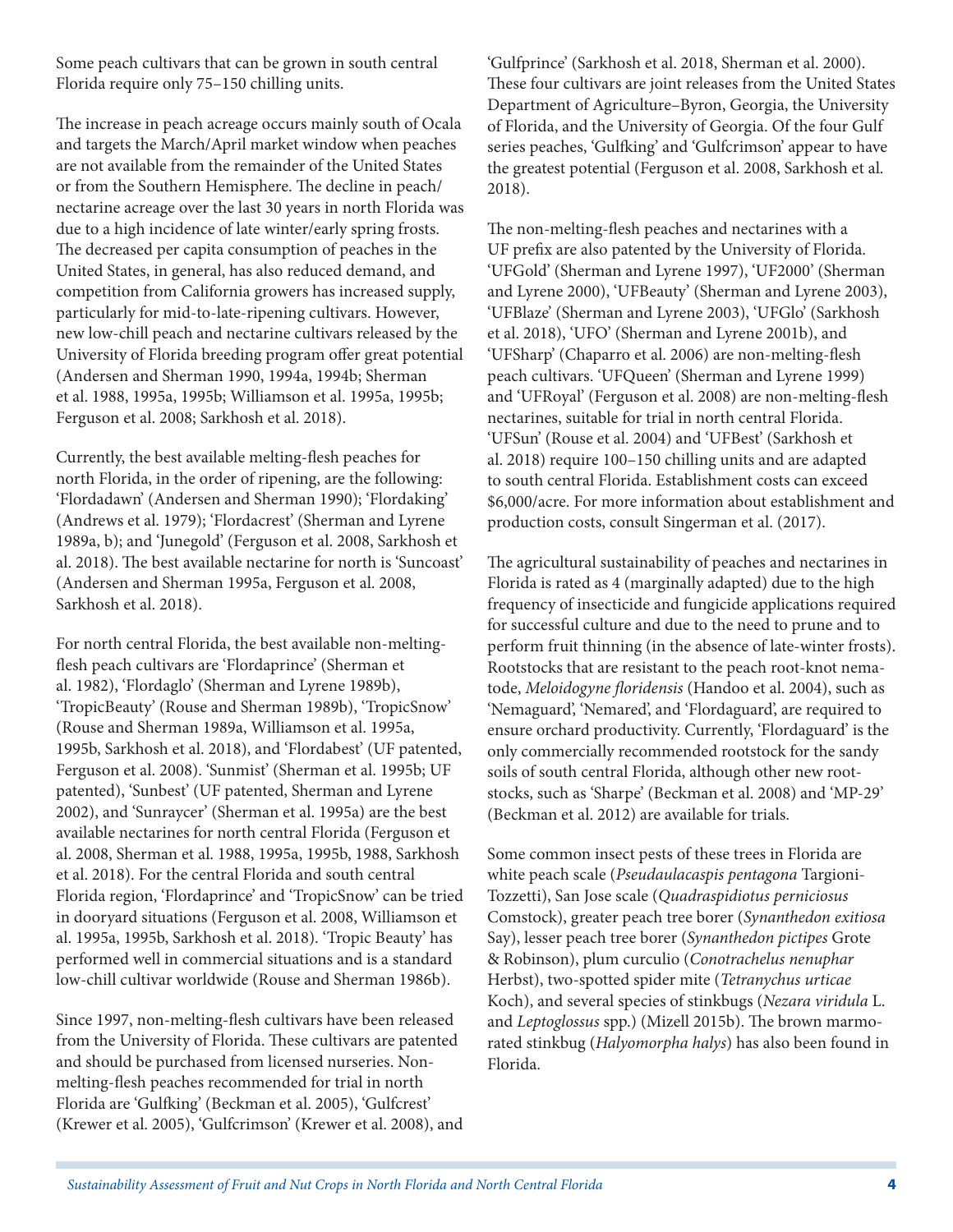Some peach cultivars that can be grown in south central Florida require only 75–150 chilling units.

The increase in peach acreage occurs mainly south of Ocala and targets the March/April market window when peaches are not available from the remainder of the United States or from the Southern Hemisphere. The decline in peach/nectarine acreage over the last 30 years in north Florida was due to a high incidence of late winter/early spring frosts. The decreased per capita consumption of peaches in the United States, in general, has also reduced demand, and competition from California growers has increased supply, particularly for mid-to-late-ripening cultivars. However, new low-chill peach and nectarine cultivars released by the University of Florida breeding program offer great potential (Andersen and Sherman 1990, 1994a, 1994b; Sherman et al. 1988, 1995a, 1995b; Williamson et al. 1995a, 1995b; Ferguson et al. 2008; Sarkhosh et al. 2018).

Currently, the best available melting-flesh peaches for north Florida, in the order of ripening, are the following: 'Flordadawn' (Andersen and Sherman 1990); 'Flordaking' (Andrews et al. 1979); 'Flordacrest' (Sherman and Lyrene 1989a, b); and 'Junegold' (Ferguson et al. 2008, Sarkhosh et al. 2018). The best available nectarine for north is 'Suncoast' (Andersen and Sherman 1995a, Ferguson et al. 2008, Sarkhosh et al. 2018).

For north central Florida, the best available non-melting-flesh peach cultivars are 'Flordaprince' (Sherman et al. 1982), 'Flordaglo' (Sherman and Lyrene 1989b), 'TropicBeauty' (Rouse and Sherman 1989b), 'TropicSnow' (Rouse and Sherman 1989a, Williamson et al. 1995a, 1995b, Sarkhosh et al. 2018), and 'Flordabest' (UF patented, Ferguson et al. 2008). 'Sunmist' (Sherman et al. 1995b; UF patented), 'Sunbest' (UF patented, Sherman and Lyrene 2002), and 'Sunraycer' (Sherman et al. 1995a) are the best available nectarines for north central Florida (Ferguson et al. 2008, Sherman et al. 1988, 1995a, 1995b, 1988, Sarkhosh et al. 2018). For the central Florida and south central Florida region, 'Flordaprince' and 'TropicSnow' can be tried in dooryard situations (Ferguson et al. 2008, Williamson et al. 1995a, 1995b, Sarkhosh et al. 2018). 'Tropic Beauty' has performed well in commercial situations and is a standard low-chill cultivar worldwide (Rouse and Sherman 1986b).

Since 1997, non-melting-flesh cultivars have been released from the University of Florida. These cultivars are patented and should be purchased from licensed nurseries. Non-melting-flesh peaches recommended for trial in north Florida are 'Gulfking' (Beckman et al. 2005), 'Gulfcrest' (Krewer et al. 2005), 'Gulfcrimson' (Krewer et al. 2008), and 'Gulfprince' (Sarkhosh et al. 2018, Sherman et al. 2000). These four cultivars are joint releases from the United States Department of Agriculture–Byron, Georgia, the University of Florida, and the University of Georgia. Of the four Gulf series peaches, 'Gulfking' and 'Gulfcrimson' appear to have the greatest potential (Ferguson et al. 2008, Sarkhosh et al. 2018).

The non-melting-flesh peaches and nectarines with a UF prefix are also patented by the University of Florida. 'UFGold' (Sherman and Lyrene 1997), 'UF2000' (Sherman and Lyrene 2000), 'UFBeauty' (Sherman and Lyrene 2003), 'UFBlaze' (Sherman and Lyrene 2003), 'UFGlo' (Sarkhosh et al. 2018), 'UFO' (Sherman and Lyrene 2001b), and 'UFSharp' (Chaparro et al. 2006) are non-melting-flesh peach cultivars. 'UFQueen' (Sherman and Lyrene 1999) and 'UFRoyal' (Ferguson et al. 2008) are non-melting-flesh nectarines, suitable for trial in north central Florida. 'UFSun' (Rouse et al. 2004) and 'UFBest' (Sarkhosh et al. 2018) require 100–150 chilling units and are adapted to south central Florida. Establishment costs can exceed $6,000/acre. For more information about establishment and production costs, consult Singerman et al. (2017).

The agricultural sustainability of peaches and nectarines in Florida is rated as 4 (marginally adapted) due to the high frequency of insecticide and fungicide applications required for successful culture and due to the need to prune and to perform fruit thinning (in the absence of late-winter frosts). Rootstocks that are resistant to the peach root-knot nematode, *Meloidogyne floridensis* (Handoo et al. 2004), such as 'Nemaguard', 'Nemared', and 'Flordaguard', are required to ensure orchard productivity. Currently, 'Flordaguard' is the only commercially recommended rootstock for the sandy soils of south central Florida, although other new rootstocks, such as 'Sharpe' (Beckman et al. 2008) and 'MP-29' (Beckman et al. 2012) are available for trials.

Some common insect pests of these trees in Florida are white peach scale (*Pseudaulacaspis pentagona* Targioni-Tozzetti), San Jose scale (*Quadraspidiotus perniciosus* Comstock), greater peach tree borer (*Synanthedon exitiosa* Say), lesser peach tree borer (*Synanthedon pictipes* Grote & Robinson), plum curculio (*Conotrachelus nenuphar* Herbst), two-spotted spider mite (*Tetranychus urticae* Koch), and several species of stinkbugs (*Nezara viridula* L. and *Leptoglossus* spp.) (Mizell 2015b). The brown marmorated stinkbug (*Halyomorpha halys*) has also been found in Florida.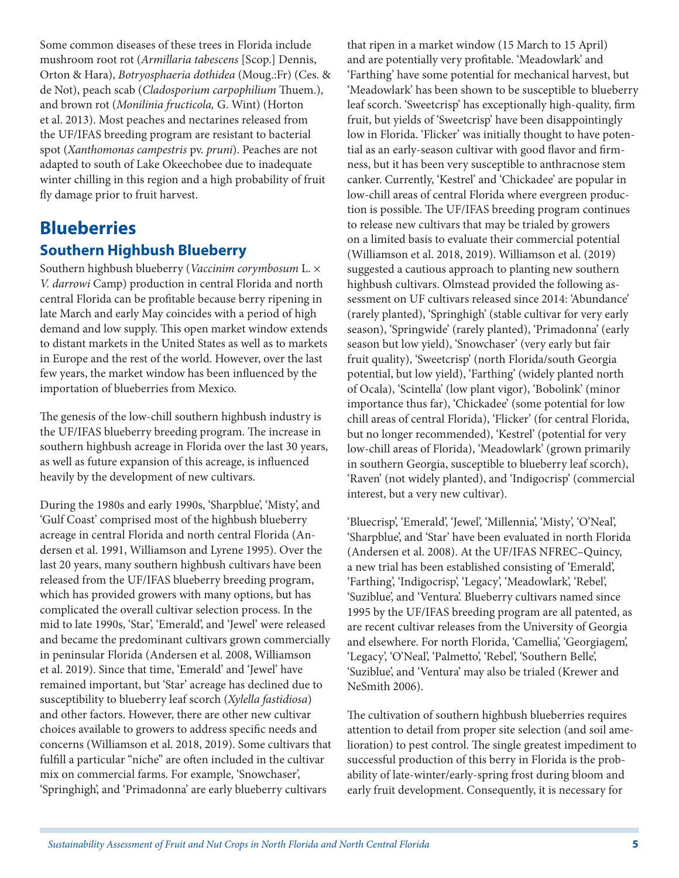Some common diseases of these trees in Florida include mushroom root rot (*Armillaria tabescens* [Scop.] Dennis, Orton & Hara), *Botryosphaeria dothidea* (Moug.:Fr) (Ces. & de Not), peach scab (*Cladosporium carpophilium* Thuem.), and brown rot (*Monilinia fructicola,* G. Wint) (Horton et al. 2013). Most peaches and nectarines released from the UF/IFAS breeding program are resistant to bacterial spot (*Xanthomonas campestris* pv. *pruni*). Peaches are not adapted to south of Lake Okeechobee due to inadequate winter chilling in this region and a high probability of fruit fly damage prior to fruit harvest.

# Blueberries

## Southern Highbush Blueberry

Southern highbush blueberry (*Vaccinim corymbosum* L. × *V. darrowi* Camp) production in central Florida and north central Florida can be profitable because berry ripening in late March and early May coincides with a period of high demand and low supply. This open market window extends to distant markets in the United States as well as to markets in Europe and the rest of the world. However, over the last few years, the market window has been influenced by the importation of blueberries from Mexico.

The genesis of the low-chill southern highbush industry is the UF/IFAS blueberry breeding program. The increase in southern highbush acreage in Florida over the last 30 years, as well as future expansion of this acreage, is influenced heavily by the development of new cultivars.

During the 1980s and early 1990s, 'Sharpblue', 'Misty', and 'Gulf Coast' comprised most of the highbush blueberry acreage in central Florida and north central Florida (Andersen et al. 1991, Williamson and Lyrene 1995). Over the last 20 years, many southern highbush cultivars have been released from the UF/IFAS blueberry breeding program, which has provided growers with many options, but has complicated the overall cultivar selection process. In the mid to late 1990s, 'Star', 'Emerald', and 'Jewel' were released and became the predominant cultivars grown commercially in peninsular Florida (Andersen et al. 2008, Williamson et al. 2019). Since that time, 'Emerald' and 'Jewel' have remained important, but 'Star' acreage has declined due to susceptibility to blueberry leaf scorch (*Xylella fastidiosa*) and other factors. However, there are other new cultivar choices available to growers to address specific needs and concerns (Williamson et al. 2018, 2019). Some cultivars that fulfill a particular "niche" are often included in the cultivar mix on commercial farms. For example, 'Snowchaser', 'Springhigh', and 'Primadonna' are early blueberry cultivars that ripen in a market window (15 March to 15 April) and are potentially very profitable. 'Meadowlark' and 'Farthing' have some potential for mechanical harvest, but 'Meadowlark' has been shown to be susceptible to blueberry leaf scorch. 'Sweetcrisp' has exceptionally high-quality, firm fruit, but yields of 'Sweetcrisp' have been disappointingly low in Florida. 'Flicker' was initially thought to have potential as an early-season cultivar with good flavor and firmness, but it has been very susceptible to anthracnose stem canker. Currently, 'Kestrel' and 'Chickadee' are popular in low-chill areas of central Florida where evergreen production is possible. The UF/IFAS breeding program continues to release new cultivars that may be trialed by growers on a limited basis to evaluate their commercial potential (Williamson et al. 2018, 2019). Williamson et al. (2019) suggested a cautious approach to planting new southern highbush cultivars. Olmstead provided the following assessment on UF cultivars released since 2014: 'Abundance' (rarely planted), 'Springhigh' (stable cultivar for very early season), 'Springwide' (rarely planted), 'Primadonna' (early season but low yield), 'Snowchaser' (very early but fair fruit quality), 'Sweetcrisp' (north Florida/south Georgia potential, but low yield), 'Farthing' (widely planted north of Ocala), 'Scintella' (low plant vigor), 'Bobolink' (minor importance thus far), 'Chickadee' (some potential for low chill areas of central Florida), 'Flicker' (for central Florida, but no longer recommended), 'Kestrel' (potential for very low-chill areas of Florida), 'Meadowlark' (grown primarily in southern Georgia, susceptible to blueberry leaf scorch), 'Raven' (not widely planted), and 'Indigocrisp' (commercial interest, but a very new cultivar).

'Bluecrisp', 'Emerald', 'Jewel', 'Millennia', 'Misty', 'O'Neal', 'Sharpblue', and 'Star' have been evaluated in north Florida (Andersen et al. 2008). At the UF/IFAS NFREC–Quincy, a new trial has been established consisting of 'Emerald', 'Farthing', 'Indigocrisp', 'Legacy', 'Meadowlark', 'Rebel', 'Suziblue', and 'Ventura'. Blueberry cultivars named since 1995 by the UF/IFAS breeding program are all patented, as are recent cultivar releases from the University of Georgia and elsewhere. For north Florida, 'Camellia', 'Georgiagem', 'Legacy', 'O'Neal', 'Palmetto', 'Rebel', 'Southern Belle', 'Suziblue', and 'Ventura' may also be trialed (Krewer and NeSmith 2006).

The cultivation of southern highbush blueberries requires attention to detail from proper site selection (and soil amelioration) to pest control. The single greatest impediment to successful production of this berry in Florida is the probability of late-winter/early-spring frost during bloom and early fruit development. Consequently, it is necessary for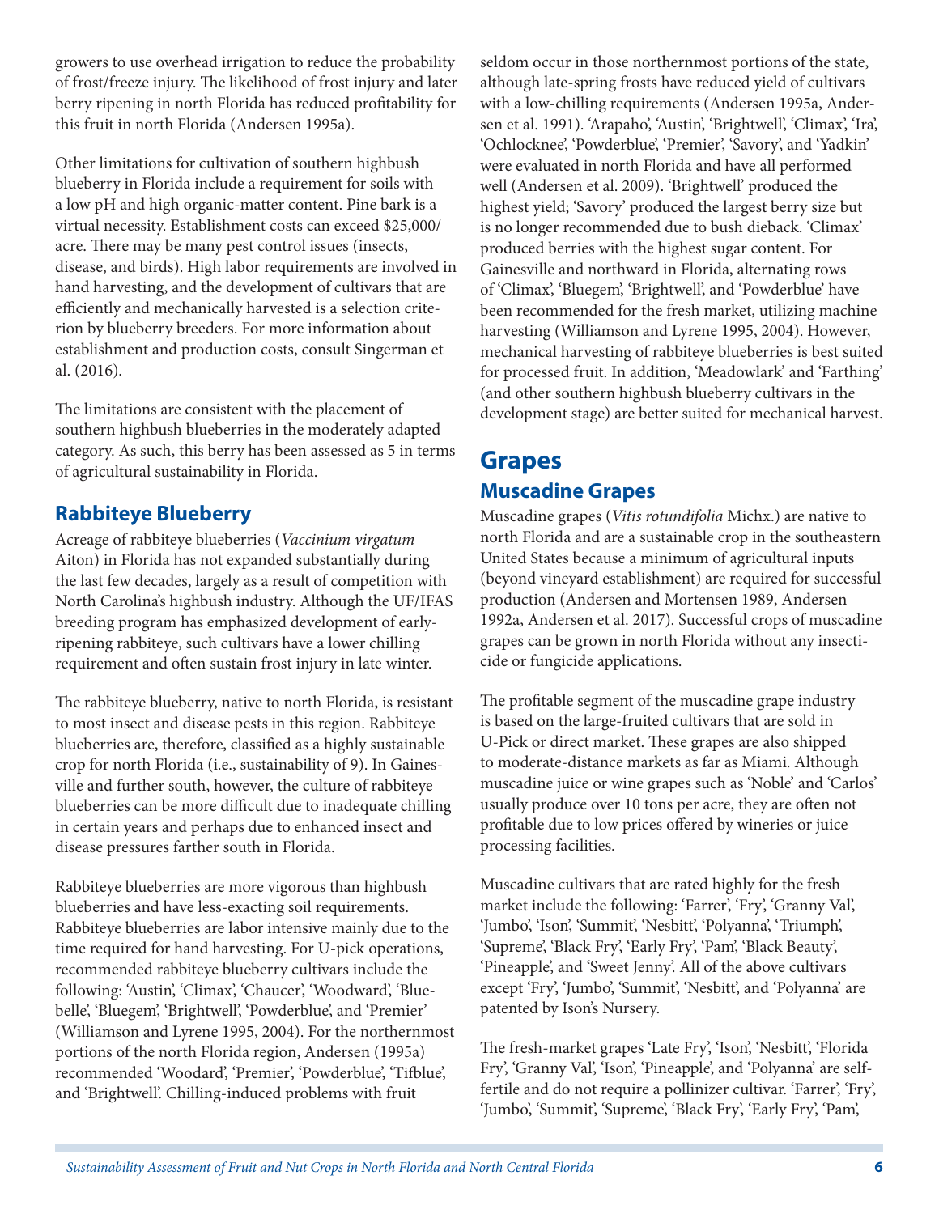growers to use overhead irrigation to reduce the probability of frost/freeze injury. The likelihood of frost injury and later berry ripening in north Florida has reduced profitability for this fruit in north Florida (Andersen 1995a).

Other limitations for cultivation of southern highbush blueberry in Florida include a requirement for soils with a low pH and high organic-matter content. Pine bark is a virtual necessity. Establishment costs can exceed $25,000/acre. There may be many pest control issues (insects, disease, and birds). High labor requirements are involved in hand harvesting, and the development of cultivars that are efficiently and mechanically harvested is a selection criterion by blueberry breeders. For more information about establishment and production costs, consult Singerman et al. (2016).

The limitations are consistent with the placement of southern highbush blueberries in the moderately adapted category. As such, this berry has been assessed as 5 in terms of agricultural sustainability in Florida.

### Rabbiteye Blueberry

Acreage of rabbiteye blueberries (*Vaccinium virgatum* Aiton) in Florida has not expanded substantially during the last few decades, largely as a result of competition with North Carolina's highbush industry. Although the UF/IFAS breeding program has emphasized development of early-ripening rabbiteye, such cultivars have a lower chilling requirement and often sustain frost injury in late winter.

The rabbiteye blueberry, native to north Florida, is resistant to most insect and disease pests in this region. Rabbiteye blueberries are, therefore, classified as a highly sustainable crop for north Florida (i.e., sustainability of 9). In Gainesville and further south, however, the culture of rabbiteye blueberries can be more difficult due to inadequate chilling in certain years and perhaps due to enhanced insect and disease pressures farther south in Florida.

Rabbiteye blueberries are more vigorous than highbush blueberries and have less-exacting soil requirements. Rabbiteye blueberries are labor intensive mainly due to the time required for hand harvesting. For U-pick operations, recommended rabbiteye blueberry cultivars include the following: 'Austin', 'Climax', 'Chaucer', 'Woodward', 'Bluebelle', 'Bluegem', 'Brightwell', 'Powderblue', and 'Premier' (Williamson and Lyrene 1995, 2004). For the northernmost portions of the north Florida region, Andersen (1995a) recommended 'Woodard', 'Premier', 'Powderblue', 'Tifblue', and 'Brightwell'. Chilling-induced problems with fruit seldom occur in those northernmost portions of the state, although late-spring frosts have reduced yield of cultivars with a low-chilling requirements (Andersen 1995a, Andersen et al. 1991). 'Arapaho', 'Austin', 'Brightwell', 'Climax', 'Ira', 'Ochlocknee', 'Powderblue', 'Premier', 'Savory', and 'Yadkin' were evaluated in north Florida and have all performed well (Andersen et al. 2009). 'Brightwell' produced the highest yield; 'Savory' produced the largest berry size but is no longer recommended due to bush dieback. 'Climax' produced berries with the highest sugar content. For Gainesville and northward in Florida, alternating rows of 'Climax', 'Bluegem', 'Brightwell', and 'Powderblue' have been recommended for the fresh market, utilizing machine harvesting (Williamson and Lyrene 1995, 2004). However, mechanical harvesting of rabbiteye blueberries is best suited for processed fruit. In addition, 'Meadowlark' and 'Farthing' (and other southern highbush blueberry cultivars in the development stage) are better suited for mechanical harvest.

## Grapes

### Muscadine Grapes

Muscadine grapes (*Vitis rotundifolia* Michx.) are native to north Florida and are a sustainable crop in the southeastern United States because a minimum of agricultural inputs (beyond vineyard establishment) are required for successful production (Andersen and Mortensen 1989, Andersen 1992a, Andersen et al. 2017). Successful crops of muscadine grapes can be grown in north Florida without any insecticide or fungicide applications.

The profitable segment of the muscadine grape industry is based on the large-fruited cultivars that are sold in U-Pick or direct market. These grapes are also shipped to moderate-distance markets as far as Miami. Although muscadine juice or wine grapes such as 'Noble' and 'Carlos' usually produce over 10 tons per acre, they are often not profitable due to low prices offered by wineries or juice processing facilities.

Muscadine cultivars that are rated highly for the fresh market include the following: 'Farrer', 'Fry', 'Granny Val', 'Jumbo', 'Ison', 'Summit', 'Nesbitt', 'Polyanna', 'Triumph', 'Supreme', 'Black Fry', 'Early Fry', 'Pam', 'Black Beauty', 'Pineapple', and 'Sweet Jenny'. All of the above cultivars except 'Fry', 'Jumbo', 'Summit', 'Nesbitt', and 'Polyanna' are patented by Ison's Nursery.

The fresh-market grapes 'Late Fry', 'Ison', 'Nesbitt', 'Florida Fry', 'Granny Val', 'Ison', 'Pineapple', and 'Polyanna' are self-fertile and do not require a pollinizer cultivar. 'Farrer', 'Fry', 'Jumbo', 'Summit', 'Supreme', 'Black Fry', 'Early Fry', 'Pam',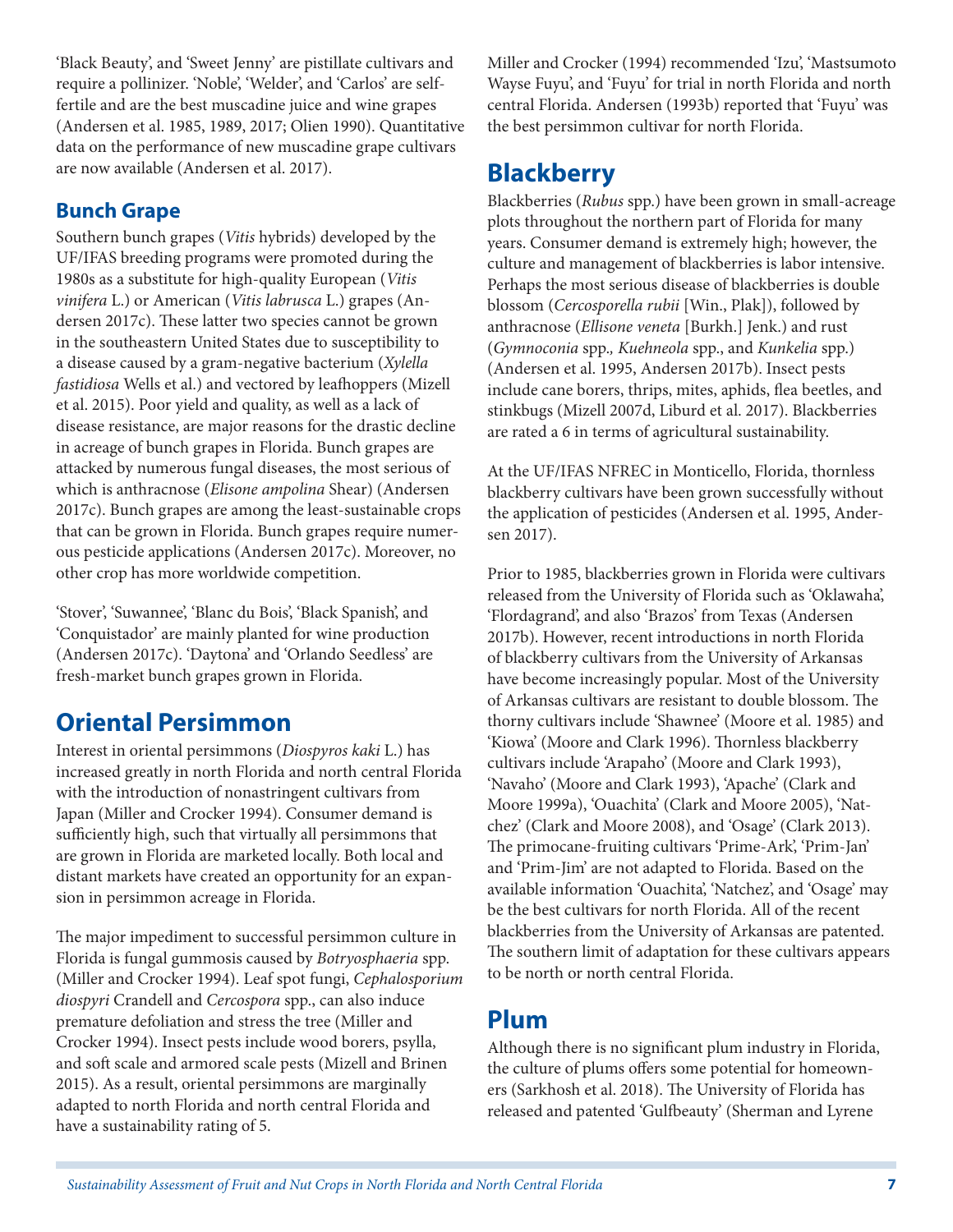'Black Beauty', and 'Sweet Jenny' are pistillate cultivars and require a pollinizer. 'Noble', 'Welder', and 'Carlos' are self-fertile and are the best muscadine juice and wine grapes (Andersen et al. 1985, 1989, 2017; Olien 1990). Quantitative data on the performance of new muscadine grape cultivars are now available (Andersen et al. 2017).

### Bunch Grape

Southern bunch grapes (*Vitis* hybrids) developed by the UF/IFAS breeding programs were promoted during the 1980s as a substitute for high-quality European (*Vitis vinifera* L.) or American (*Vitis labrusca* L.) grapes (Andersen 2017c). These latter two species cannot be grown in the southeastern United States due to susceptibility to a disease caused by a gram-negative bacterium (*Xylella fastidiosa* Wells et al.) and vectored by leafhoppers (Mizell et al. 2015). Poor yield and quality, as well as a lack of disease resistance, are major reasons for the drastic decline in acreage of bunch grapes in Florida. Bunch grapes are attacked by numerous fungal diseases, the most serious of which is anthracnose (*Elisone ampolina* Shear) (Andersen 2017c). Bunch grapes are among the least-sustainable crops that can be grown in Florida. Bunch grapes require numerous pesticide applications (Andersen 2017c). Moreover, no other crop has more worldwide competition.

'Stover', 'Suwannee', 'Blanc du Bois', 'Black Spanish', and 'Conquistador' are mainly planted for wine production (Andersen 2017c). 'Daytona' and 'Orlando Seedless' are fresh-market bunch grapes grown in Florida.

## Oriental Persimmon

Interest in oriental persimmons (*Diospyros kaki* L.) has increased greatly in north Florida and north central Florida with the introduction of nonastringent cultivars from Japan (Miller and Crocker 1994). Consumer demand is sufficiently high, such that virtually all persimmons that are grown in Florida are marketed locally. Both local and distant markets have created an opportunity for an expansion in persimmon acreage in Florida.

The major impediment to successful persimmon culture in Florida is fungal gummosis caused by *Botryosphaeria* spp. (Miller and Crocker 1994). Leaf spot fungi, *Cephalosporium diospyri* Crandell and *Cercospora* spp., can also induce premature defoliation and stress the tree (Miller and Crocker 1994). Insect pests include wood borers, psylla, and soft scale and armored scale pests (Mizell and Brinen 2015). As a result, oriental persimmons are marginally adapted to north Florida and north central Florida and have a sustainability rating of 5.

Miller and Crocker (1994) recommended 'Izu', 'Mastsumoto Wayse Fuyu', and 'Fuyu' for trial in north Florida and north central Florida. Andersen (1993b) reported that 'Fuyu' was the best persimmon cultivar for north Florida.

## Blackberry

Blackberries (*Rubus* spp.) have been grown in small-acreage plots throughout the northern part of Florida for many years. Consumer demand is extremely high; however, the culture and management of blackberries is labor intensive. Perhaps the most serious disease of blackberries is double blossom (*Cercosporella rubii* [Win., Plak]), followed by anthracnose (*Ellisone veneta* [Burkh.] Jenk.) and rust (*Gymnoconia* spp., *Kuehneola* spp., and *Kunkelia* spp.) (Andersen et al. 1995, Andersen 2017b). Insect pests include cane borers, thrips, mites, aphids, flea beetles, and stinkbugs (Mizell 2007d, Liburd et al. 2017). Blackberries are rated a 6 in terms of agricultural sustainability.

At the UF/IFAS NFREC in Monticello, Florida, thornless blackberry cultivars have been grown successfully without the application of pesticides (Andersen et al. 1995, Andersen 2017).

Prior to 1985, blackberries grown in Florida were cultivars released from the University of Florida such as 'Oklawaha', 'Flordagrand', and also 'Brazos' from Texas (Andersen 2017b). However, recent introductions in north Florida of blackberry cultivars from the University of Arkansas have become increasingly popular. Most of the University of Arkansas cultivars are resistant to double blossom. The thorny cultivars include 'Shawnee' (Moore et al. 1985) and 'Kiowa' (Moore and Clark 1996). Thornless blackberry cultivars include 'Arapaho' (Moore and Clark 1993), 'Navaho' (Moore and Clark 1993), 'Apache' (Clark and Moore 1999a), 'Ouachita' (Clark and Moore 2005), 'Natchez' (Clark and Moore 2008), and 'Osage' (Clark 2013). The primocane-fruiting cultivars 'Prime-Ark', 'Prim-Jan' and 'Prim-Jim' are not adapted to Florida. Based on the available information 'Ouachita', 'Natchez', and 'Osage' may be the best cultivars for north Florida. All of the recent blackberries from the University of Arkansas are patented. The southern limit of adaptation for these cultivars appears to be north or north central Florida.

## Plum

Although there is no significant plum industry in Florida, the culture of plums offers some potential for homeowners (Sarkhosh et al. 2018). The University of Florida has released and patented 'Gulfbeauty' (Sherman and Lyrene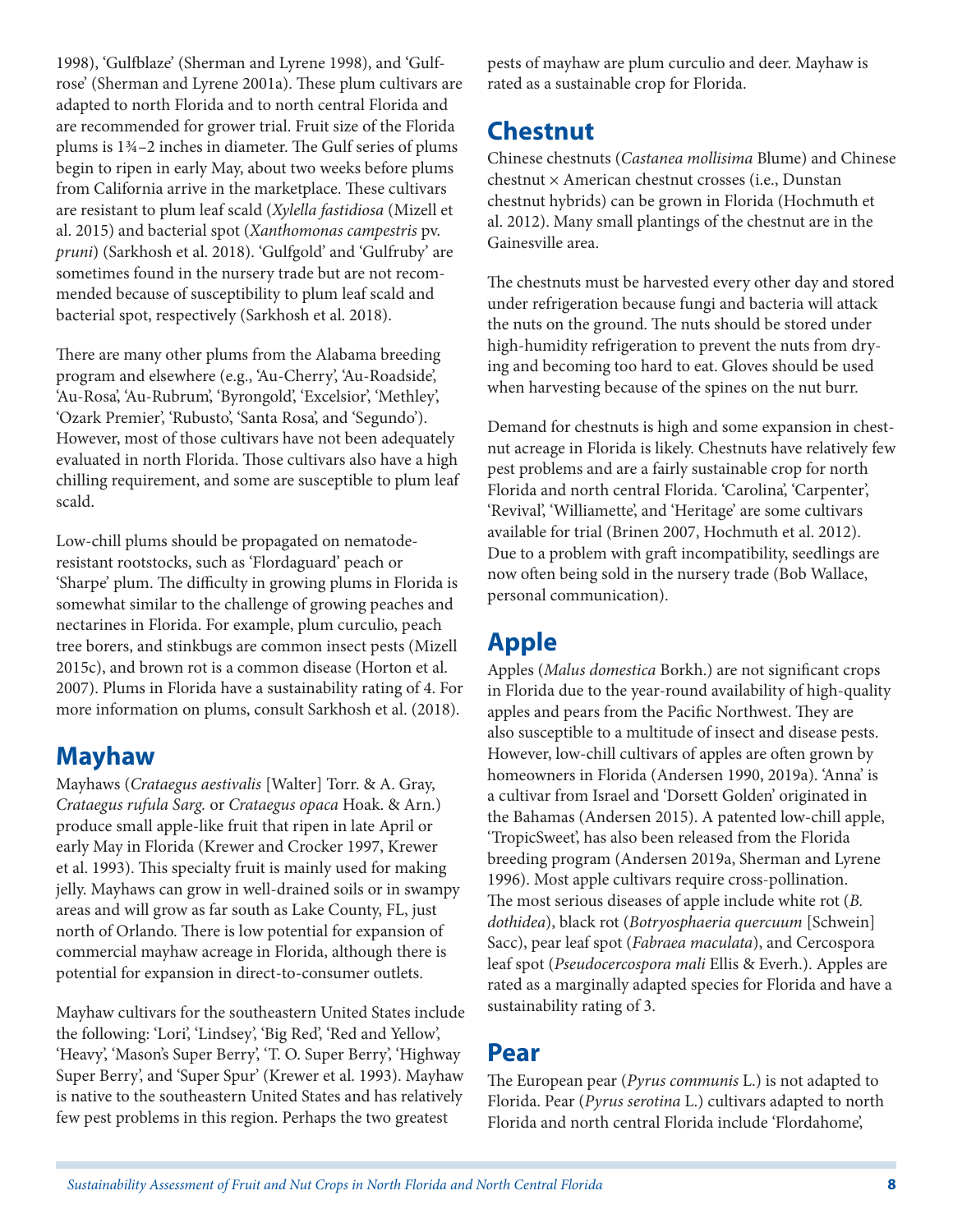1998), 'Gulfblaze' (Sherman and Lyrene 1998), and 'Gulfrose' (Sherman and Lyrene 2001a). These plum cultivars are adapted to north Florida and to north central Florida and are recommended for grower trial. Fruit size of the Florida plums is 1¾–2 inches in diameter. The Gulf series of plums begin to ripen in early May, about two weeks before plums from California arrive in the marketplace. These cultivars are resistant to plum leaf scald (*Xylella fastidiosa* (Mizell et al. 2015) and bacterial spot (*Xanthomonas campestris* pv. *pruni*) (Sarkhosh et al. 2018). 'Gulfgold' and 'Gulfruby' are sometimes found in the nursery trade but are not recommended because of susceptibility to plum leaf scald and bacterial spot, respectively (Sarkhosh et al. 2018).

There are many other plums from the Alabama breeding program and elsewhere (e.g., 'Au-Cherry', 'Au-Roadside', 'Au-Rosa', 'Au-Rubrum', 'Byrongold', 'Excelsior', 'Methley', 'Ozark Premier', 'Rubusto', 'Santa Rosa', and 'Segundo'). However, most of those cultivars have not been adequately evaluated in north Florida. Those cultivars also have a high chilling requirement, and some are susceptible to plum leaf scald.

Low-chill plums should be propagated on nematode-resistant rootstocks, such as 'Flordaguard' peach or 'Sharpe' plum. The difficulty in growing plums in Florida is somewhat similar to the challenge of growing peaches and nectarines in Florida. For example, plum curculio, peach tree borers, and stinkbugs are common insect pests (Mizell 2015c), and brown rot is a common disease (Horton et al. 2007). Plums in Florida have a sustainability rating of 4. For more information on plums, consult Sarkhosh et al. (2018).

## Mayhaw

Mayhaws (*Crataegus aestivalis* [Walter] Torr. & A. Gray, *Crataegus rufula Sarg.* or *Crataegus opaca* Hoak. & Arn.) produce small apple-like fruit that ripen in late April or early May in Florida (Krewer and Crocker 1997, Krewer et al. 1993). This specialty fruit is mainly used for making jelly. Mayhaws can grow in well-drained soils or in swampy areas and will grow as far south as Lake County, FL, just north of Orlando. There is low potential for expansion of commercial mayhaw acreage in Florida, although there is potential for expansion in direct-to-consumer outlets.

Mayhaw cultivars for the southeastern United States include the following: 'Lori', 'Lindsey', 'Big Red', 'Red and Yellow', 'Heavy', 'Mason's Super Berry', 'T. O. Super Berry', 'Highway Super Berry', and 'Super Spur' (Krewer et al. 1993). Mayhaw is native to the southeastern United States and has relatively few pest problems in this region. Perhaps the two greatest pests of mayhaw are plum curculio and deer. Mayhaw is rated as a sustainable crop for Florida.

## Chestnut

Chinese chestnuts (*Castanea mollisima* Blume) and Chinese chestnut × American chestnut crosses (i.e., Dunstan chestnut hybrids) can be grown in Florida (Hochmuth et al. 2012). Many small plantings of the chestnut are in the Gainesville area.

The chestnuts must be harvested every other day and stored under refrigeration because fungi and bacteria will attack the nuts on the ground. The nuts should be stored under high-humidity refrigeration to prevent the nuts from drying and becoming too hard to eat. Gloves should be used when harvesting because of the spines on the nut burr.

Demand for chestnuts is high and some expansion in chestnut acreage in Florida is likely. Chestnuts have relatively few pest problems and are a fairly sustainable crop for north Florida and north central Florida. 'Carolina', 'Carpenter', 'Revival', 'Williamette', and 'Heritage' are some cultivars available for trial (Brinen 2007, Hochmuth et al. 2012). Due to a problem with graft incompatibility, seedlings are now often being sold in the nursery trade (Bob Wallace, personal communication).

## Apple

Apples (*Malus domestica* Borkh.) are not significant crops in Florida due to the year-round availability of high-quality apples and pears from the Pacific Northwest. They are also susceptible to a multitude of insect and disease pests. However, low-chill cultivars of apples are often grown by homeowners in Florida (Andersen 1990, 2019a). 'Anna' is a cultivar from Israel and 'Dorsett Golden' originated in the Bahamas (Andersen 2015). A patented low-chill apple, 'TropicSweet', has also been released from the Florida breeding program (Andersen 2019a, Sherman and Lyrene 1996). Most apple cultivars require cross-pollination. The most serious diseases of apple include white rot (*B. dothidea*), black rot (*Botryosphaeria quercuum* [Schwein] Sacc), pear leaf spot (*Fabraea maculata*), and Cercospora leaf spot (*Pseudocercospora mali* Ellis & Everh.). Apples are rated as a marginally adapted species for Florida and have a sustainability rating of 3.

## Pear

The European pear (*Pyrus communis* L.) is not adapted to Florida. Pear (*Pyrus serotina* L.) cultivars adapted to north Florida and north central Florida include 'Flordahome',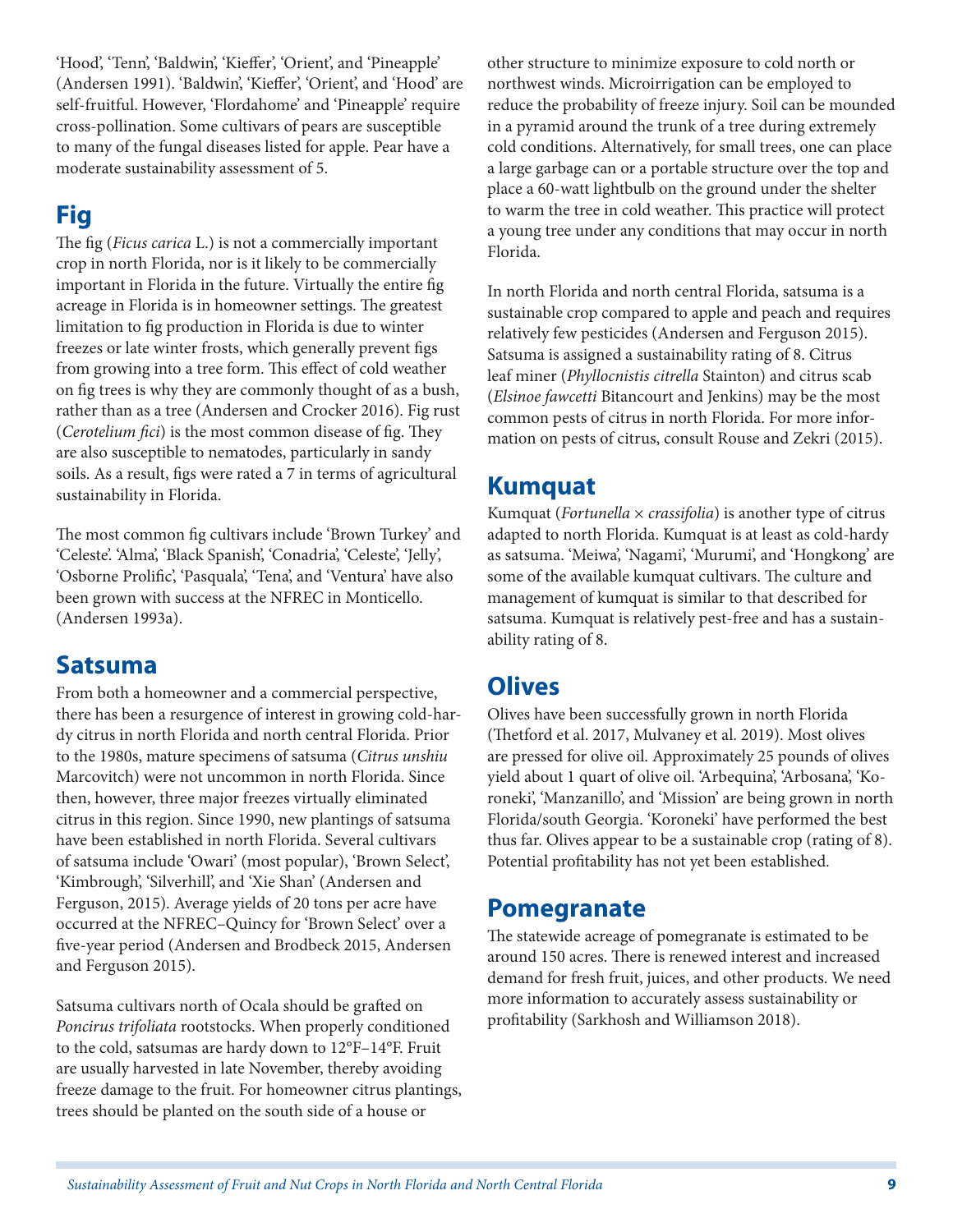'Hood', 'Tenn', 'Baldwin', 'Kieffer', 'Orient', and 'Pineapple' (Andersen 1991). 'Baldwin', 'Kieffer', 'Orient', and 'Hood' are self-fruitful. However, 'Flordahome' and 'Pineapple' require cross-pollination. Some cultivars of pears are susceptible to many of the fungal diseases listed for apple. Pear have a moderate sustainability assessment of 5.

## Fig

The fig (*Ficus carica* L.) is not a commercially important crop in north Florida, nor is it likely to be commercially important in Florida in the future. Virtually the entire fig acreage in Florida is in homeowner settings. The greatest limitation to fig production in Florida is due to winter freezes or late winter frosts, which generally prevent figs from growing into a tree form. This effect of cold weather on fig trees is why they are commonly thought of as a bush, rather than as a tree (Andersen and Crocker 2016). Fig rust (*Cerotelium fici*) is the most common disease of fig. They are also susceptible to nematodes, particularly in sandy soils. As a result, figs were rated a 7 in terms of agricultural sustainability in Florida.

The most common fig cultivars include 'Brown Turkey' and 'Celeste'. 'Alma', 'Black Spanish', 'Conadria', 'Celeste', 'Jelly', 'Osborne Prolific', 'Pasquala', 'Tena', and 'Ventura' have also been grown with success at the NFREC in Monticello. (Andersen 1993a).

## Satsuma

From both a homeowner and a commercial perspective, there has been a resurgence of interest in growing cold-hardy citrus in north Florida and north central Florida. Prior to the 1980s, mature specimens of satsuma (*Citrus unshiu* Marcovitch) were not uncommon in north Florida. Since then, however, three major freezes virtually eliminated citrus in this region. Since 1990, new plantings of satsuma have been established in north Florida. Several cultivars of satsuma include 'Owari' (most popular), 'Brown Select', 'Kimbrough', 'Silverhill', and 'Xie Shan' (Andersen and Ferguson, 2015). Average yields of 20 tons per acre have occurred at the NFREC–Quincy for 'Brown Select' over a five-year period (Andersen and Brodbeck 2015, Andersen and Ferguson 2015).

Satsuma cultivars north of Ocala should be grafted on *Poncirus trifoliata* rootstocks. When properly conditioned to the cold, satsumas are hardy down to 12°F–14°F. Fruit are usually harvested in late November, thereby avoiding freeze damage to the fruit. For homeowner citrus plantings, trees should be planted on the south side of a house or other structure to minimize exposure to cold north or northwest winds. Microirrigation can be employed to reduce the probability of freeze injury. Soil can be mounded in a pyramid around the trunk of a tree during extremely cold conditions. Alternatively, for small trees, one can place a large garbage can or a portable structure over the top and place a 60-watt lightbulb on the ground under the shelter to warm the tree in cold weather. This practice will protect a young tree under any conditions that may occur in north Florida.

In north Florida and north central Florida, satsuma is a sustainable crop compared to apple and peach and requires relatively few pesticides (Andersen and Ferguson 2015). Satsuma is assigned a sustainability rating of 8. Citrus leaf miner (*Phyllocnistis citrella* Stainton) and citrus scab (*Elsinoe fawcetti* Bitancourt and Jenkins) may be the most common pests of citrus in north Florida. For more information on pests of citrus, consult Rouse and Zekri (2015).

## Kumquat

Kumquat (*Fortunella × crassifolia*) is another type of citrus adapted to north Florida. Kumquat is at least as cold-hardy as satsuma. 'Meiwa', 'Nagami', 'Murumi', and 'Hongkong' are some of the available kumquat cultivars. The culture and management of kumquat is similar to that described for satsuma. Kumquat is relatively pest-free and has a sustainability rating of 8.

## Olives

Olives have been successfully grown in north Florida (Thetford et al. 2017, Mulvaney et al. 2019). Most olives are pressed for olive oil. Approximately 25 pounds of olives yield about 1 quart of olive oil. 'Arbequina', 'Arbosana', 'Koroneki', 'Manzanillo', and 'Mission' are being grown in north Florida/south Georgia. 'Koroneki' have performed the best thus far. Olives appear to be a sustainable crop (rating of 8). Potential profitability has not yet been established.

## Pomegranate

The statewide acreage of pomegranate is estimated to be around 150 acres. There is renewed interest and increased demand for fresh fruit, juices, and other products. We need more information to accurately assess sustainability or profitability (Sarkhosh and Williamson 2018).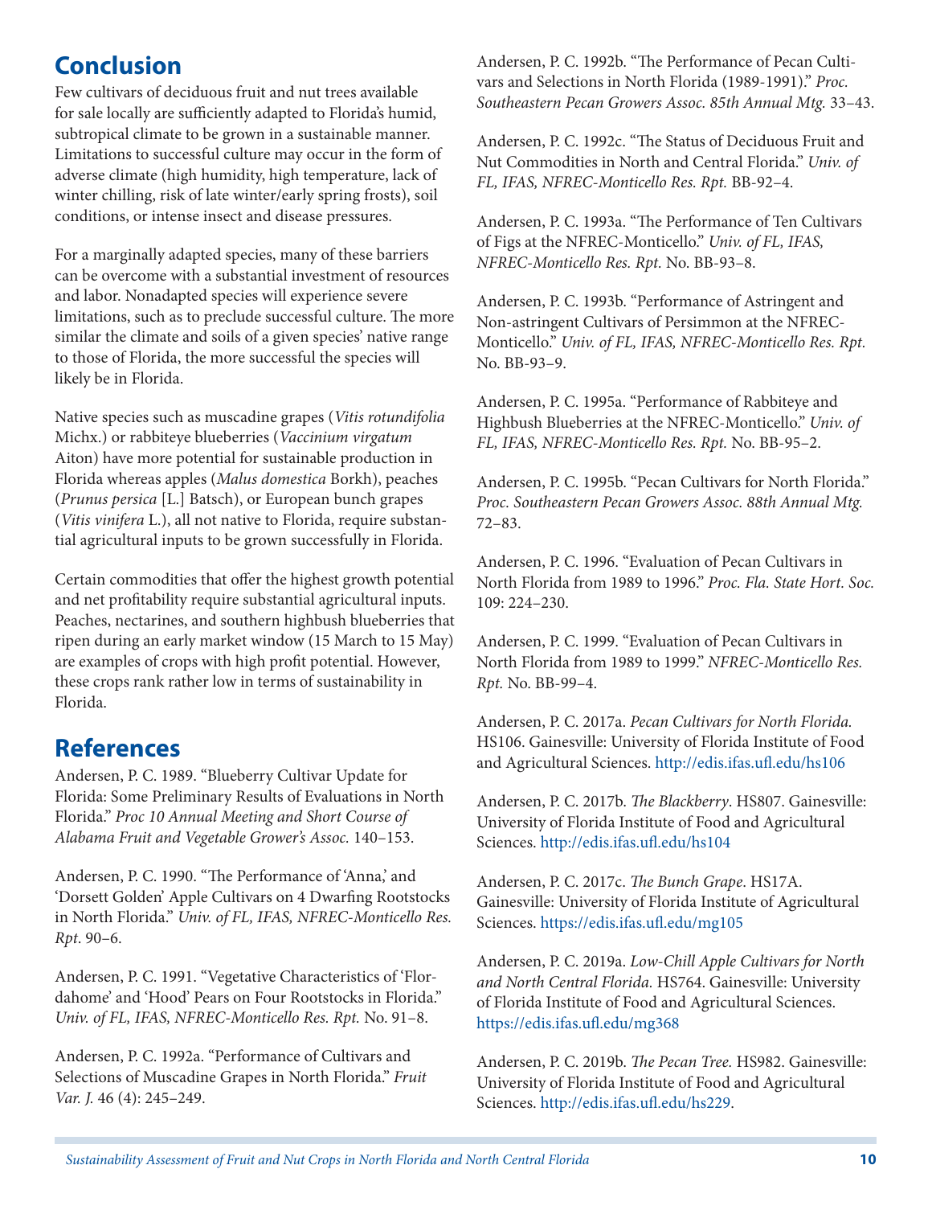## Conclusion

Few cultivars of deciduous fruit and nut trees available for sale locally are sufficiently adapted to Florida's humid, subtropical climate to be grown in a sustainable manner. Limitations to successful culture may occur in the form of adverse climate (high humidity, high temperature, lack of winter chilling, risk of late winter/early spring frosts), soil conditions, or intense insect and disease pressures.

For a marginally adapted species, many of these barriers can be overcome with a substantial investment of resources and labor. Nonadapted species will experience severe limitations, such as to preclude successful culture. The more similar the climate and soils of a given species' native range to those of Florida, the more successful the species will likely be in Florida.

Native species such as muscadine grapes (*Vitis rotundifolia* Michx.) or rabbiteye blueberries (*Vaccinium virgatum* Aiton) have more potential for sustainable production in Florida whereas apples (*Malus domestica* Borkh), peaches (*Prunus persica* [L.] Batsch), or European bunch grapes (*Vitis vinifera* L.), all not native to Florida, require substantial agricultural inputs to be grown successfully in Florida.

Certain commodities that offer the highest growth potential and net profitability require substantial agricultural inputs. Peaches, nectarines, and southern highbush blueberries that ripen during an early market window (15 March to 15 May) are examples of crops with high profit potential. However, these crops rank rather low in terms of sustainability in Florida.

## References

Andersen, P. C. 1989. "Blueberry Cultivar Update for Florida: Some Preliminary Results of Evaluations in North Florida." *Proc 10 Annual Meeting and Short Course of Alabama Fruit and Vegetable Grower's Assoc.* 140–153.

Andersen, P. C. 1990. "The Performance of 'Anna,' and 'Dorsett Golden' Apple Cultivars on 4 Dwarfing Rootstocks in North Florida." *Univ. of FL, IFAS, NFREC-Monticello Res. Rpt*. 90–6.

Andersen, P. C. 1991. "Vegetative Characteristics of 'Flordahome' and 'Hood' Pears on Four Rootstocks in Florida." *Univ. of FL, IFAS, NFREC-Monticello Res. Rpt.* No. 91–8.

Andersen, P. C. 1992a. "Performance of Cultivars and Selections of Muscadine Grapes in North Florida." *Fruit Var. J.* 46 (4): 245–249.

Andersen, P. C. 1992b. "The Performance of Pecan Cultivars and Selections in North Florida (1989-1991)." *Proc. Southeastern Pecan Growers Assoc. 85th Annual Mtg.* 33–43.

Andersen, P. C. 1992c. "The Status of Deciduous Fruit and Nut Commodities in North and Central Florida." *Univ. of FL, IFAS, NFREC-Monticello Res. Rpt.* BB-92–4.

Andersen, P. C. 1993a. "The Performance of Ten Cultivars of Figs at the NFREC-Monticello." *Univ. of FL, IFAS, NFREC-Monticello Res. Rpt.* No. BB-93–8.

Andersen, P. C. 1993b. "Performance of Astringent and Non-astringent Cultivars of Persimmon at the NFREC-Monticello." *Univ. of FL, IFAS, NFREC-Monticello Res. Rpt.* No. BB-93–9.

Andersen, P. C. 1995a. "Performance of Rabbiteye and Highbush Blueberries at the NFREC-Monticello." *Univ. of FL, IFAS, NFREC-Monticello Res. Rpt.* No. BB-95–2.

Andersen, P. C. 1995b. "Pecan Cultivars for North Florida." *Proc. Southeastern Pecan Growers Assoc. 88th Annual Mtg.* 72–83.

Andersen, P. C. 1996. "Evaluation of Pecan Cultivars in North Florida from 1989 to 1996." *Proc. Fla. State Hort. Soc.* 109: 224–230.

Andersen, P. C. 1999. "Evaluation of Pecan Cultivars in North Florida from 1989 to 1999." *NFREC-Monticello Res. Rpt.* No. BB-99–4.

Andersen, P. C. 2017a. *Pecan Cultivars for North Florida.* HS106. Gainesville: University of Florida Institute of Food and Agricultural Sciences. http://edis.ifas.ufl.edu/hs106

Andersen, P. C. 2017b. *The Blackberry*. HS807. Gainesville: University of Florida Institute of Food and Agricultural Sciences. http://edis.ifas.ufl.edu/hs104

Andersen, P. C. 2017c. *The Bunch Grape*. HS17A. Gainesville: University of Florida Institute of Agricultural Sciences. https://edis.ifas.ufl.edu/mg105

Andersen, P. C. 2019a. *Low-Chill Apple Cultivars for North and North Central Florida.* HS764. Gainesville: University of Florida Institute of Food and Agricultural Sciences. https://edis.ifas.ufl.edu/mg368

Andersen, P. C. 2019b. *The Pecan Tree.* HS982. Gainesville: University of Florida Institute of Food and Agricultural Sciences. http://edis.ifas.ufl.edu/hs229.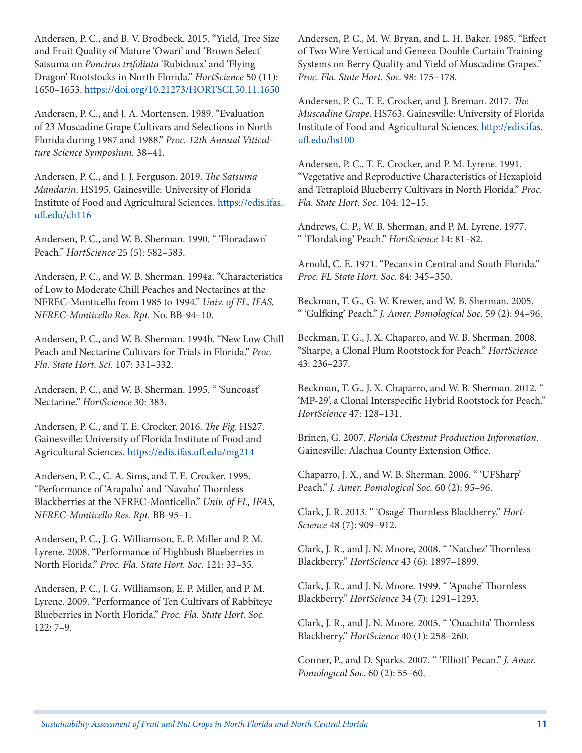Andersen, P. C., and B. V. Brodbeck. 2015. "Yield, Tree Size and Fruit Quality of Mature 'Owari' and 'Brown Select' Satsuma on *Poncirus trifoliata* 'Rubidoux' and 'Flying Dragon' Rootstocks in North Florida." *HortScience* 50 (11): 1650–1653. https://doi.org/10.21273/HORTSCI.50.11.1650

Andersen, P. C., and J. A. Mortensen. 1989. "Evaluation of 23 Muscadine Grape Cultivars and Selections in North Florida during 1987 and 1988." *Proc. 12th Annual Viticulture Science Symposium*. 38–41.

Andersen, P. C., and J. J. Ferguson. 2019. *The Satsuma Mandarin*. HS195. Gainesville: University of Florida Institute of Food and Agricultural Sciences. https://edis.ifas.ufl.edu/ch116

Andersen, P. C., and W. B. Sherman. 1990. " 'Floradawn' Peach." *HortScience* 25 (5): 582–583.

Andersen, P. C., and W. B. Sherman. 1994a. "Characteristics of Low to Moderate Chill Peaches and Nectarines at the NFREC-Monticello from 1985 to 1994." *Univ. of FL, IFAS, NFREC-Monticello Res. Rpt.* No. BB-94–10.

Andersen, P. C., and W. B. Sherman. 1994b. "New Low Chill Peach and Nectarine Cultivars for Trials in Florida." *Proc. Fla. State Hort. Sci.* 107: 331–332.

Andersen, P. C., and W. B. Sherman. 1995. " 'Suncoast' Nectarine." *HortScience* 30: 383.

Andersen, P. C., and T. E. Crocker. 2016. *The Fig*. HS27. Gainesville: University of Florida Institute of Food and Agricultural Sciences. https://edis.ifas.ufl.edu/mg214

Andersen, P. C., C. A. Sims, and T. E. Crocker. 1995. "Performance of 'Arapaho' and 'Navaho' Thornless Blackberries at the NFREC-Monticello." *Univ. of FL, IFAS, NFREC-Monticello Res. Rpt.* BB-95–1.

Andersen, P. C., J. G. Williamson, E. P. Miller and P. M. Lyrene. 2008. "Performance of Highbush Blueberries in North Florida." *Proc. Fla. State Hort. Soc.* 121: 33–35.

Andersen, P. C., J. G. Williamson, E. P. Miller, and P. M. Lyrene. 2009. "Performance of Ten Cultivars of Rabbiteye Blueberries in North Florida." *Proc. Fla. State Hort. Soc.* 122: 7–9.

Andersen, P. C., M. W. Bryan, and L. H. Baker. 1985. "Effect of Two Wire Vertical and Geneva Double Curtain Training Systems on Berry Quality and Yield of Muscadine Grapes." *Proc. Fla. State Hort. Soc.* 98: 175–178.

Andersen, P. C., T. E. Crocker, and J. Breman. 2017. *The Muscadine Grape*. HS763. Gainesville: University of Florida Institute of Food and Agricultural Sciences. http://edis.ifas.ufl.edu/hs100

Andersen, P. C., T. E. Crocker, and P. M. Lyrene. 1991. "Vegetative and Reproductive Characteristics of Hexaploid and Tetraploid Blueberry Cultivars in North Florida." *Proc. Fla. State Hort. Soc.* 104: 12–15.

Andrews, C. P., W. B. Sherman, and P. M. Lyrene. 1977. " 'Flordaking' Peach." *HortScience* 14: 81–82.

Arnold, C. E. 1971. "Pecans in Central and South Florida." *Proc. FL State Hort. Soc.* 84: 345–350.

Beckman, T. G., G. W. Krewer, and W. B. Sherman. 2005. " 'Gulfking' Peach." *J. Amer. Pomological Soc.* 59 (2): 94–96.

Beckman, T. G., J. X. Chaparro, and W. B. Sherman. 2008. "Sharpe, a Clonal Plum Rootstock for Peach." *HortScience* 43: 236–237.

Beckman, T. G., J. X. Chaparro, and W. B. Sherman. 2012. " 'MP-29', a Clonal Interspecific Hybrid Rootstock for Peach." *HortScience* 47: 128–131.

Brinen, G. 2007. *Florida Chestnut Production Information*. Gainesville: Alachua County Extension Office.

Chaparro, J. X., and W. B. Sherman. 2006. " 'UFSharp' Peach." *J. Amer. Pomological Soc.* 60 (2): 95–96.

Clark, J. R. 2013. " 'Osage' Thornless Blackberry." *HortScience* 48 (7): 909–912.

Clark, J. R., and J. N. Moore, 2008. " 'Natchez' Thornless Blackberry." *HortScience* 43 (6): 1897–1899.

Clark, J. R., and J. N. Moore. 1999. " 'Apache' Thornless Blackberry." *HortScience* 34 (7): 1291–1293.

Clark, J. R., and J. N. Moore. 2005. " 'Ouachita' Thornless Blackberry." *HortScience* 40 (1): 258–260.

Conner, P., and D. Sparks. 2007. " 'Elliott' Pecan." *J. Amer. Pomological Soc.* 60 (2): 55–60.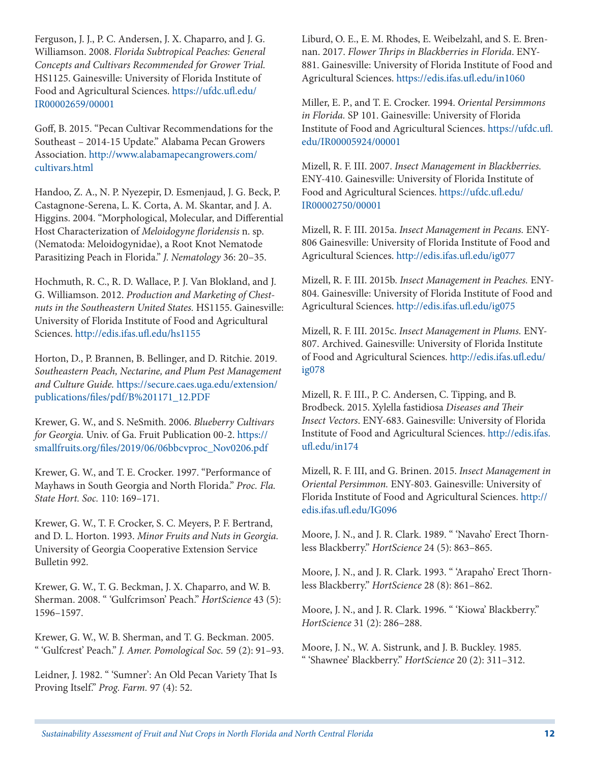Ferguson, J. J., P. C. Andersen, J. X. Chaparro, and J. G. Williamson. 2008. *Florida Subtropical Peaches: General Concepts and Cultivars Recommended for Grower Trial.* HS1125. Gainesville: University of Florida Institute of Food and Agricultural Sciences. https://ufdc.ufl.edu/IR00002659/00001

Goff, B. 2015. "Pecan Cultivar Recommendations for the Southeast – 2014-15 Update." Alabama Pecan Growers Association. http://www.alabamapecangrowers.com/cultivars.html

Handoo, Z. A., N. P. Nyezepir, D. Esmenjaud, J. G. Beck, P. Castagnone-Serena, L. K. Corta, A. M. Skantar, and J. A. Higgins. 2004. "Morphological, Molecular, and Differential Host Characterization of *Meloidogyne floridensis* n. sp. (Nematoda: Meloidogynidae), a Root Knot Nematode Parasitizing Peach in Florida." *J. Nematology* 36: 20–35.

Hochmuth, R. C., R. D. Wallace, P. J. Van Blokland, and J. G. Williamson. 2012. *Production and Marketing of Chestnuts in the Southeastern United States.* HS1155. Gainesville: University of Florida Institute of Food and Agricultural Sciences. http://edis.ifas.ufl.edu/hs1155

Horton, D., P. Brannen, B. Bellinger, and D. Ritchie. 2019. *Southeastern Peach, Nectarine, and Plum Pest Management and Culture Guide.* https://secure.caes.uga.edu/extension/publications/files/pdf/B%201171_12.PDF

Krewer, G. W., and S. NeSmith. 2006. *Blueberry Cultivars for Georgia.* Univ. of Ga. Fruit Publication 00-2. https://smallfruits.org/files/2019/06/06bbcvproc_Nov0206.pdf

Krewer, G. W., and T. E. Crocker. 1997. "Performance of Mayhaws in South Georgia and North Florida." *Proc. Fla. State Hort. Soc.* 110: 169–171.

Krewer, G. W., T. F. Crocker, S. C. Meyers, P. F. Bertrand, and D. L. Horton. 1993. *Minor Fruits and Nuts in Georgia.* University of Georgia Cooperative Extension Service Bulletin 992.

Krewer, G. W., T. G. Beckman, J. X. Chaparro, and W. B. Sherman. 2008. " 'Gulfcrimson' Peach." *HortScience* 43 (5): 1596–1597.

Krewer, G. W., W. B. Sherman, and T. G. Beckman. 2005. " 'Gulfcrest' Peach." *J. Amer. Pomological Soc.* 59 (2): 91–93.

Leidner, J. 1982. " 'Sumner': An Old Pecan Variety That Is Proving Itself." *Prog. Farm.* 97 (4): 52.

Liburd, O. E., E. M. Rhodes, E. Weibelzahl, and S. E. Brennan. 2017. *Flower Thrips in Blackberries in Florida*. ENY-881. Gainesville: University of Florida Institute of Food and Agricultural Sciences. https://edis.ifas.ufl.edu/in1060

Miller, E. P., and T. E. Crocker. 1994. *Oriental Persimmons in Florida.* SP 101. Gainesville: University of Florida Institute of Food and Agricultural Sciences. https://ufdc.ufl.edu/IR00005924/00001

Mizell, R. F. III. 2007. *Insect Management in Blackberries.* ENY-410. Gainesville: University of Florida Institute of Food and Agricultural Sciences. https://ufdc.ufl.edu/IR00002750/00001

Mizell, R. F. III. 2015a. *Insect Management in Pecans.* ENY-806 Gainesville: University of Florida Institute of Food and Agricultural Sciences. http://edis.ifas.ufl.edu/ig077

Mizell, R. F. III. 2015b. *Insect Management in Peaches.* ENY-804. Gainesville: University of Florida Institute of Food and Agricultural Sciences. http://edis.ifas.ufl.edu/ig075

Mizell, R. F. III. 2015c. *Insect Management in Plums.* ENY-807. Archived. Gainesville: University of Florida Institute of Food and Agricultural Sciences. http://edis.ifas.ufl.edu/ig078

Mizell, R. F. III., P. C. Andersen, C. Tipping, and B. Brodbeck. 2015. Xylella fastidiosa *Diseases and Their Insect Vectors*. ENY-683. Gainesville: University of Florida Institute of Food and Agricultural Sciences. http://edis.ifas.ufl.edu/in174

Mizell, R. F. III, and G. Brinen. 2015. *Insect Management in Oriental Persimmon.* ENY-803. Gainesville: University of Florida Institute of Food and Agricultural Sciences. http://edis.ifas.ufl.edu/IG096

Moore, J. N., and J. R. Clark. 1989. " 'Navaho' Erect Thornless Blackberry." *HortScience* 24 (5): 863–865.

Moore, J. N., and J. R. Clark. 1993. " 'Arapaho' Erect Thornless Blackberry." *HortScience* 28 (8): 861–862.

Moore, J. N., and J. R. Clark. 1996. " 'Kiowa' Blackberry." *HortScience* 31 (2): 286–288.

Moore, J. N., W. A. Sistrunk, and J. B. Buckley. 1985. " 'Shawnee' Blackberry." *HortScience* 20 (2): 311–312.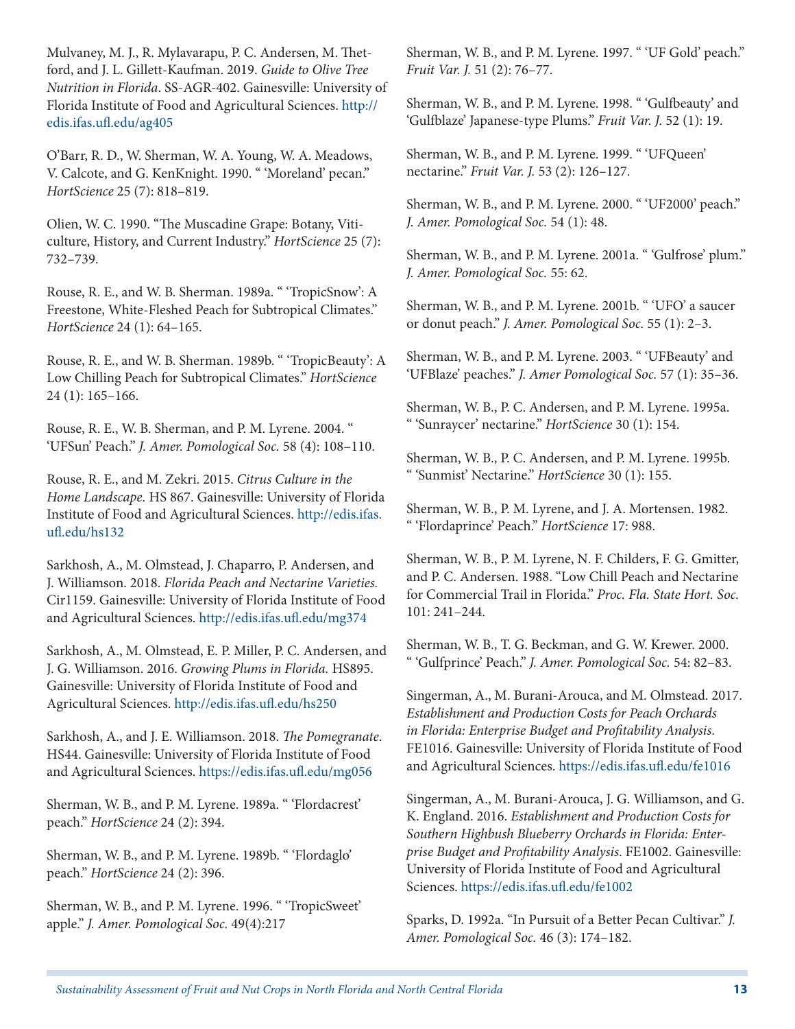Mulvaney, M. J., R. Mylavarapu, P. C. Andersen, M. Thetford, and J. L. Gillett-Kaufman. 2019. *Guide to Olive Tree Nutrition in Florida*. SS-AGR-402. Gainesville: University of Florida Institute of Food and Agricultural Sciences. http://edis.ifas.ufl.edu/ag405

O'Barr, R. D., W. Sherman, W. A. Young, W. A. Meadows, V. Calcote, and G. KenKnight. 1990. " 'Moreland' pecan." *HortScience* 25 (7): 818–819.

Olien, W. C. 1990. "The Muscadine Grape: Botany, Viticulture, History, and Current Industry." *HortScience* 25 (7): 732–739.

Rouse, R. E., and W. B. Sherman. 1989a. " 'TropicSnow': A Freestone, White-Fleshed Peach for Subtropical Climates." *HortScience* 24 (1): 64–165.

Rouse, R. E., and W. B. Sherman. 1989b. " 'TropicBeauty': A Low Chilling Peach for Subtropical Climates." *HortScience* 24 (1): 165–166.

Rouse, R. E., W. B. Sherman, and P. M. Lyrene. 2004. " 'UFSun' Peach." *J. Amer. Pomological Soc.* 58 (4): 108–110.

Rouse, R. E., and M. Zekri. 2015. *Citrus Culture in the Home Landscape.* HS 867. Gainesville: University of Florida Institute of Food and Agricultural Sciences. http://edis.ifas.ufl.edu/hs132

Sarkhosh, A., M. Olmstead, J. Chaparro, P. Andersen, and J. Williamson. 2018. *Florida Peach and Nectarine Varieties.* Cir1159. Gainesville: University of Florida Institute of Food and Agricultural Sciences. http://edis.ifas.ufl.edu/mg374

Sarkhosh, A., M. Olmstead, E. P. Miller, P. C. Andersen, and J. G. Williamson. 2016. *Growing Plums in Florida.* HS895. Gainesville: University of Florida Institute of Food and Agricultural Sciences. http://edis.ifas.ufl.edu/hs250

Sarkhosh, A., and J. E. Williamson. 2018. *The Pomegranate.* HS44. Gainesville: University of Florida Institute of Food and Agricultural Sciences. https://edis.ifas.ufl.edu/mg056

Sherman, W. B., and P. M. Lyrene. 1989a. " 'Flordacrest' peach." *HortScience* 24 (2): 394.

Sherman, W. B., and P. M. Lyrene. 1989b. " 'Flordaglo' peach." *HortScience* 24 (2): 396.

Sherman, W. B., and P. M. Lyrene. 1996. " 'TropicSweet' apple." *J. Amer. Pomological Soc.* 49(4):217

Sherman, W. B., and P. M. Lyrene. 1997. " 'UF Gold' peach." *Fruit Var. J.* 51 (2): 76–77.

Sherman, W. B., and P. M. Lyrene. 1998. " 'Gulfbeauty' and 'Gulfblaze' Japanese-type Plums." *Fruit Var. J.* 52 (1): 19.

Sherman, W. B., and P. M. Lyrene. 1999. " 'UFQueen' nectarine." *Fruit Var. J.* 53 (2): 126–127.

Sherman, W. B., and P. M. Lyrene. 2000. " 'UF2000' peach." *J. Amer. Pomological Soc.* 54 (1): 48.

Sherman, W. B., and P. M. Lyrene. 2001a. " 'Gulfrose' plum." *J. Amer. Pomological Soc.* 55: 62.

Sherman, W. B., and P. M. Lyrene. 2001b. " 'UFO' a saucer or donut peach." *J. Amer. Pomological Soc.* 55 (1): 2–3.

Sherman, W. B., and P. M. Lyrene. 2003. " 'UFBeauty' and 'UFBlaze' peaches." *J. Amer Pomological Soc.* 57 (1): 35–36.

Sherman, W. B., P. C. Andersen, and P. M. Lyrene. 1995a. " 'Sunraycer' nectarine." *HortScience* 30 (1): 154.

Sherman, W. B., P. C. Andersen, and P. M. Lyrene. 1995b. " 'Sunmist' Nectarine." *HortScience* 30 (1): 155.

Sherman, W. B., P. M. Lyrene, and J. A. Mortensen. 1982. " 'Flordaprince' Peach." *HortScience* 17: 988.

Sherman, W. B., P. M. Lyrene, N. F. Childers, F. G. Gmitter, and P. C. Andersen. 1988. "Low Chill Peach and Nectarine for Commercial Trail in Florida." *Proc. Fla. State Hort. Soc.* 101: 241–244.

Sherman, W. B., T. G. Beckman, and G. W. Krewer. 2000. " 'Gulfprince' Peach." *J. Amer. Pomological Soc.* 54: 82–83.

Singerman, A., M. Burani-Arouca, and M. Olmstead. 2017. *Establishment and Production Costs for Peach Orchards in Florida: Enterprise Budget and Profitability Analysis*. FE1016. Gainesville: University of Florida Institute of Food and Agricultural Sciences. https://edis.ifas.ufl.edu/fe1016

Singerman, A., M. Burani-Arouca, J. G. Williamson, and G. K. England. 2016. *Establishment and Production Costs for Southern Highbush Blueberry Orchards in Florida: Enterprise Budget and Profitability Analysis*. FE1002. Gainesville: University of Florida Institute of Food and Agricultural Sciences. https://edis.ifas.ufl.edu/fe1002

Sparks, D. 1992a. "In Pursuit of a Better Pecan Cultivar." *J. Amer. Pomological Soc.* 46 (3): 174–182.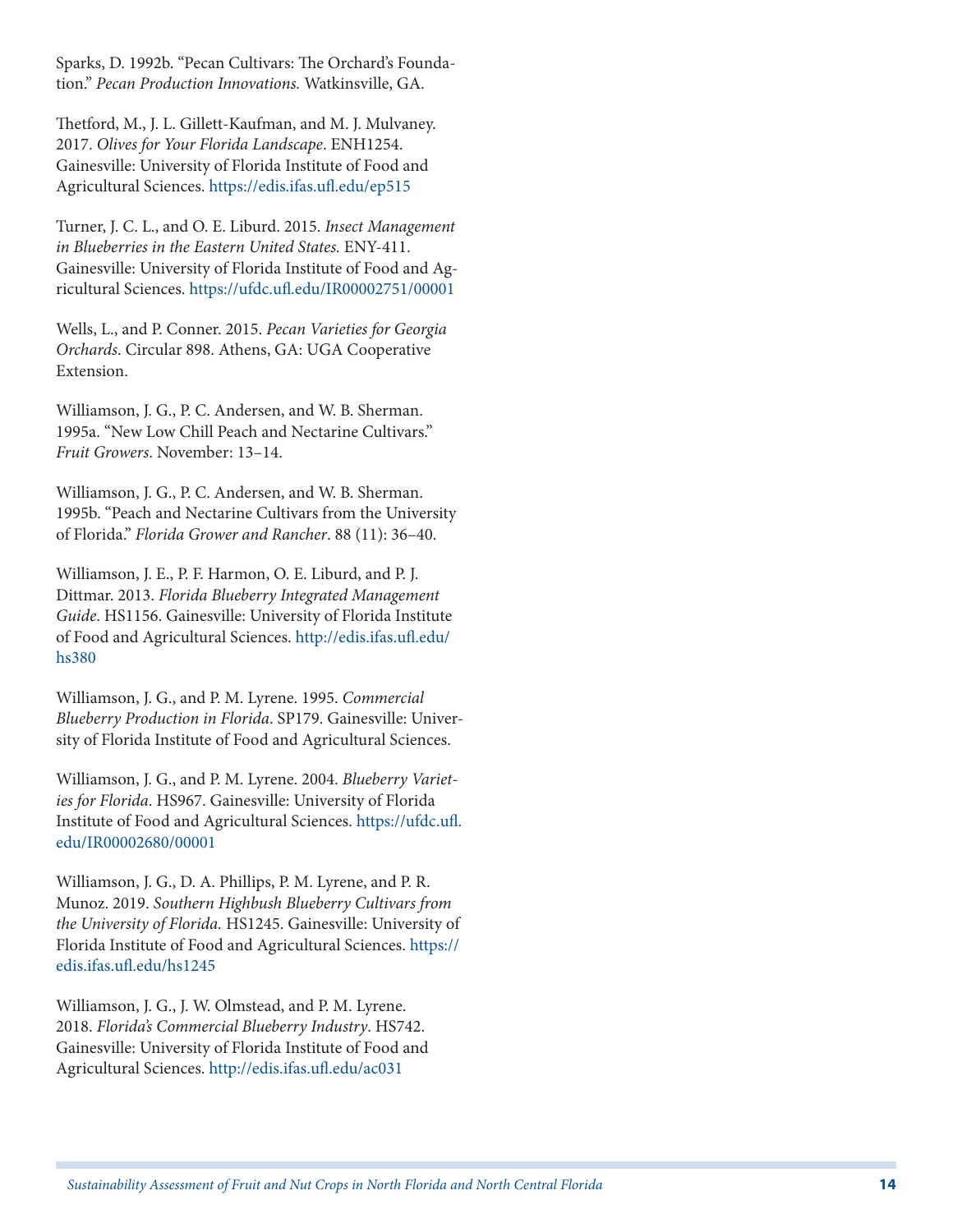Sparks, D. 1992b. "Pecan Cultivars: The Orchard's Foundation." *Pecan Production Innovations.* Watkinsville, GA.

Thetford, M., J. L. Gillett-Kaufman, and M. J. Mulvaney. 2017. *Olives for Your Florida Landscape*. ENH1254. Gainesville: University of Florida Institute of Food and Agricultural Sciences. https://edis.ifas.ufl.edu/ep515

Turner, J. C. L., and O. E. Liburd. 2015. *Insect Management in Blueberries in the Eastern United States.* ENY-411. Gainesville: University of Florida Institute of Food and Agricultural Sciences. https://ufdc.ufl.edu/IR00002751/00001

Wells, L., and P. Conner. 2015. *Pecan Varieties for Georgia Orchards*. Circular 898. Athens, GA: UGA Cooperative Extension.

Williamson, J. G., P. C. Andersen, and W. B. Sherman. 1995a. "New Low Chill Peach and Nectarine Cultivars." *Fruit Growers*. November: 13–14.

Williamson, J. G., P. C. Andersen, and W. B. Sherman. 1995b. "Peach and Nectarine Cultivars from the University of Florida." *Florida Grower and Rancher*. 88 (11): 36–40.

Williamson, J. E., P. F. Harmon, O. E. Liburd, and P. J. Dittmar. 2013. *Florida Blueberry Integrated Management Guide*. HS1156. Gainesville: University of Florida Institute of Food and Agricultural Sciences. http://edis.ifas.ufl.edu/hs380

Williamson, J. G., and P. M. Lyrene. 1995. *Commercial Blueberry Production in Florida*. SP179. Gainesville: University of Florida Institute of Food and Agricultural Sciences.

Williamson, J. G., and P. M. Lyrene. 2004. *Blueberry Varieties for Florida*. HS967. Gainesville: University of Florida Institute of Food and Agricultural Sciences. https://ufdc.ufl.edu/IR00002680/00001

Williamson, J. G., D. A. Phillips, P. M. Lyrene, and P. R. Munoz. 2019. *Southern Highbush Blueberry Cultivars from the University of Florida.* HS1245. Gainesville: University of Florida Institute of Food and Agricultural Sciences. https://edis.ifas.ufl.edu/hs1245

Williamson, J. G., J. W. Olmstead, and P. M. Lyrene. 2018. *Florida's Commercial Blueberry Industry*. HS742. Gainesville: University of Florida Institute of Food and Agricultural Sciences. http://edis.ifas.ufl.edu/ac031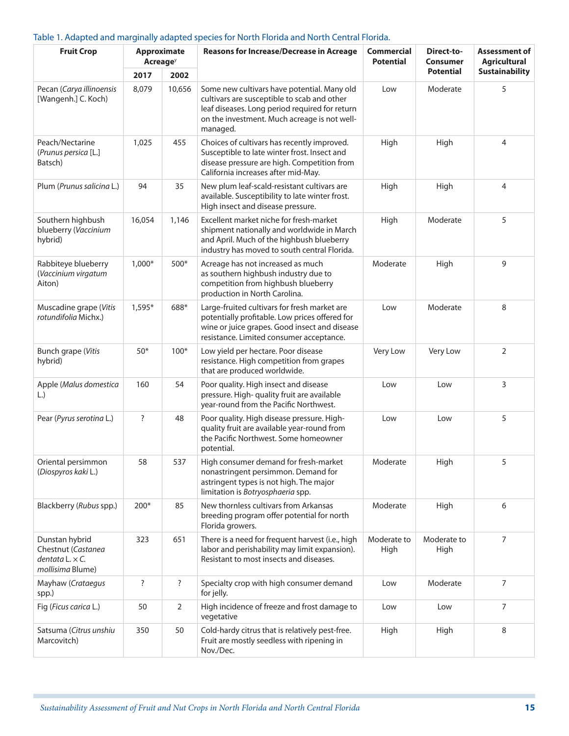Table 1. Adapted and marginally adapted species for North Florida and North Central Florida.

| Fruit Crop | Approximate Acreage[y] | | Reasons for Increase/Decrease in Acreage | Commercial Potential | Direct-to-Consumer Potential | Assessment of Agricultural Sustainability |
|---|---|---|---|---|---|---|
| | 2017 | 2002 | | | | |
| Pecan (*Carya illinoensis* [Wangenh.] C. Koch) | 8,079 | 10,656 | Some new cultivars have potential. Many old cultivars are susceptible to scab and other leaf diseases. Long period required for return on the investment. Much acreage is not well-managed. | Low | Moderate | 5 |
| Peach/Nectarine (*Prunus persica* [L.] Batsch) | 1,025 | 455 | Choices of cultivars has recently improved. Susceptible to late winter frost. Insect and disease pressure are high. Competition from California increases after mid-May. | High | High | 4 |
| Plum (*Prunus salicina* L.) | 94 | 35 | New plum leaf-scald-resistant cultivars are available. Susceptibility to late winter frost. High insect and disease pressure. | High | High | 4 |
| Southern highbush blueberry (*Vaccinium* hybrid) | 16,054 | 1,146 | Excellent market niche for fresh-market shipment nationally and worldwide in March and April. Much of the highbush blueberry industry has moved to south central Florida. | High | Moderate | 5 |
| Rabbiteye blueberry (*Vaccinium virgatum* Aiton) | 1,000* | 500* | Acreage has not increased as much as southern highbush industry due to competition from highbush blueberry production in North Carolina. | Moderate | High | 9 |
| Muscadine grape (*Vitis rotundifolia* Michx.) | 1,595* | 688* | Large-fruited cultivars for fresh market are potentially profitable. Low prices offered for wine or juice grapes. Good insect and disease resistance. Limited consumer acceptance. | Low | Moderate | 8 |
| Bunch grape (*Vitis* hybrid) | 50* | 100* | Low yield per hectare. Poor disease resistance. High competition from grapes that are produced worldwide. | Very Low | Very Low | 2 |
| Apple (*Malus domestica* L.) | 160 | 54 | Poor quality. High insect and disease pressure. High- quality fruit are available year-round from the Pacific Northwest. | Low | Low | 3 |
| Pear (*Pyrus serotina* L.) | ? | 48 | Poor quality. High disease pressure. High-quality fruit are available year-round from the Pacific Northwest. Some homeowner potential. | Low | Low | 5 |
| Oriental persimmon (*Diospyros kaki* L.) | 58 | 537 | High consumer demand for fresh-market nonastringent persimmon. Demand for astringent types is not high. The major limitation is *Botryosphaeria* spp. | Moderate | High | 5 |
| Blackberry (*Rubus* spp.) | 200* | 85 | New thornless cultivars from Arkansas breeding program offer potential for north Florida growers. | Moderate | High | 6 |
| Dunstan hybrid Chestnut (*Castanea dentata* L. × *C. mollisima* Blume) | 323 | 651 | There is a need for frequent harvest (i.e., high labor and perishability may limit expansion). Resistant to most insects and diseases. | Moderate to High | Moderate to High | 7 |
| Mayhaw (*Crataegus* spp.) | ? | ? | Specialty crop with high consumer demand for jelly. | Low | Moderate | 7 |
| Fig (*Ficus carica* L.) | 50 | 2 | High incidence of freeze and frost damage to vegetative | Low | Low | 7 |
| Satsuma (*Citrus unshiu* Marcovitch) | 350 | 50 | Cold-hardy citrus that is relatively pest-free. Fruit are mostly seedless with ripening in Nov./Dec. | High | High | 8 |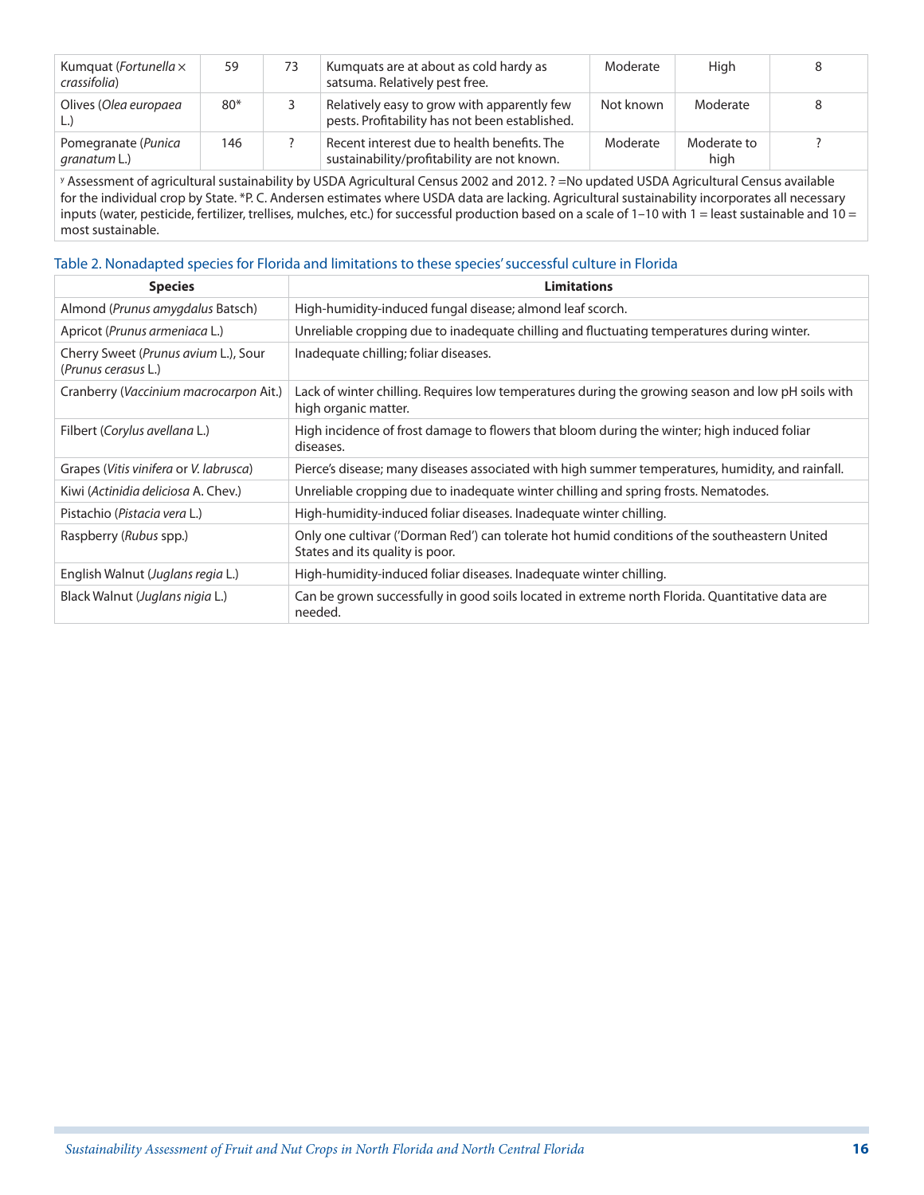| | | | | | | |
|---|---|---|---|---|---|---|
| Kumquat (*Fortunella × crassifolia*) | 59 | 73 | Kumquats are at about as cold hardy as satsuma. Relatively pest free. | Moderate | High | 8 |
| Olives (*Olea europaea* L.) | 80* | 3 | Relatively easy to grow with apparently few pests. Profitability has not been established. | Not known | Moderate | 8 |
| Pomegranate (*Punica granatum* L.) | 146 | ? | Recent interest due to health benefits. The sustainability/profitability are not known. | Moderate | Moderate to high | ? |

[y] Assessment of agricultural sustainability by USDA Agricultural Census 2002 and 2012. ? =No updated USDA Agricultural Census available for the individual crop by State. *P. C. Andersen estimates where USDA data are lacking. Agricultural sustainability incorporates all necessary inputs (water, pesticide, fertilizer, trellises, mulches, etc.) for successful production based on a scale of 1–10 with 1 = least sustainable and 10 = most sustainable.

Table 2. Nonadapted species for Florida and limitations to these species' successful culture in Florida

| Species | Limitations |
|---|---|
| Almond (*Prunus amygdalus* Batsch) | High-humidity-induced fungal disease; almond leaf scorch. |
| Apricot (*Prunus armeniaca* L.) | Unreliable cropping due to inadequate chilling and fluctuating temperatures during winter. |
| Cherry Sweet (*Prunus avium* L.), Sour (*Prunus cerasus* L.) | Inadequate chilling; foliar diseases. |
| Cranberry (*Vaccinium macrocarpon* Ait.) | Lack of winter chilling. Requires low temperatures during the growing season and low pH soils with high organic matter. |
| Filbert (*Corylus avellana* L.) | High incidence of frost damage to flowers that bloom during the winter; high induced foliar diseases. |
| Grapes (*Vitis vinifera* or *V. labrusca*) | Pierce's disease; many diseases associated with high summer temperatures, humidity, and rainfall. |
| Kiwi (*Actinidia deliciosa* A. Chev.) | Unreliable cropping due to inadequate winter chilling and spring frosts. Nematodes. |
| Pistachio (*Pistacia vera* L.) | High-humidity-induced foliar diseases. Inadequate winter chilling. |
| Raspberry (*Rubus* spp.) | Only one cultivar ('Dorman Red') can tolerate hot humid conditions of the southeastern United States and its quality is poor. |
| English Walnut (*Juglans regia* L.) | High-humidity-induced foliar diseases. Inadequate winter chilling. |
| Black Walnut (*Juglans nigia* L.) | Can be grown successfully in good soils located in extreme north Florida. Quantitative data are needed. |